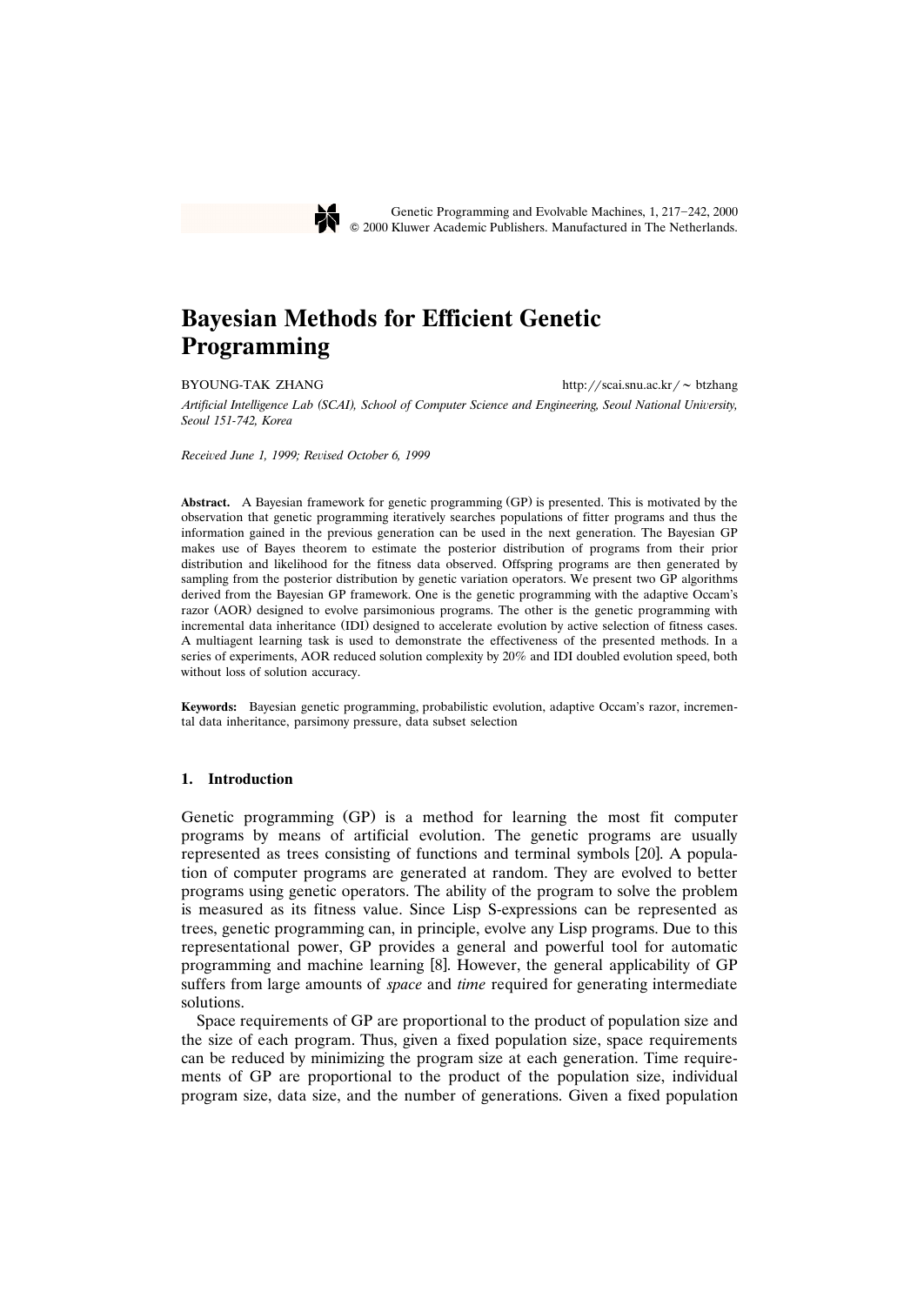# Bayesian Methods for Efficient Genetic Programming

BYOUNG-TAK ZHANG http://scai.snu.ac.kr/~btzhang

*Artificial Intelligence Lab (SCAI), School of Computer Science and Engineering, Seoul National University, Seoul 151-742, Korea*

*Received June 1, 1999; Revised October 6, 1999*

**Abstract.** A Bayesian framework for genetic programming (GP) is presented. This is motivated by the observation that genetic programming iteratively searches populations of fitter programs and thus the information gained in the previous generation can be used in the next generation. The Bayesian GP makes use of Bayes theorem to estimate the posterior distribution of programs from their prior distribution and likelihood for the fitness data observed. Offspring programs are then generated by sampling from the posterior distribution by genetic variation operators. We present two GP algorithms derived from the Bayesian GP framework. One is the genetic programming with the adaptive Occam's razor (AOR) designed to evolve parsimonious programs. The other is the genetic programming with incremental data inheritance (IDI) designed to accelerate evolution by active selection of fitness cases. A multiagent learning task is used to demonstrate the effectiveness of the presented methods. In a series of experiments, AOR reduced solution complexity by 20% and IDI doubled evolution speed, both without loss of solution accuracy.

**Keywords:** Bayesian genetic programming, probabilistic evolution, adaptive Occam's razor, incremental data inheritance, parsimony pressure, data subset selection

## 1. Introduction

Genetic programming (GP) is a method for learning the most fit computer programs by means of artificial evolution. The genetic programs are usually represented as trees consisting of functions and terminal symbols [20]. A population of computer programs are generated at random. They are evolved to better programs using genetic operators. The ability of the program to solve the problem is measured as its fitness value. Since Lisp S-expressions can be represented as trees, genetic programming can, in principle, evolve any Lisp programs. Due to this representational power, GP provides a general and powerful tool for automatic programming and machine learning [8]. However, the general applicability of GP suffers from large amounts of *space* and *time* required for generating intermediate solutions.

Space requirements of GP are proportional to the product of population size and the size of each program. Thus, given a fixed population size, space requirements can be reduced by minimizing the program size at each generation. Time requirements of GP are proportional to the product of the population size, individual program size, data size, and the number of generations. Given a fixed population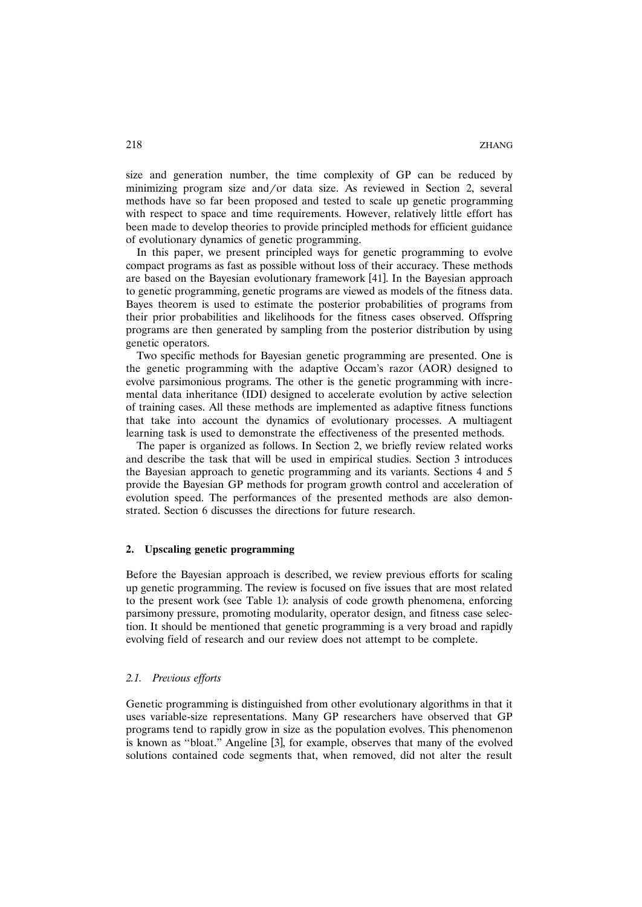size and generation number, the time complexity of GP can be reduced by minimizing program size and/or data size. As reviewed in Section 2, several methods have so far been proposed and tested to scale up genetic programming with respect to space and time requirements. However, relatively little effort has been made to develop theories to provide principled methods for efficient guidance of evolutionary dynamics of genetic programming.

In this paper, we present principled ways for genetic programming to evolve compact programs as fast as possible without loss of their accuracy. These methods are based on the Bayesian evolutionary framework [41]. In the Bayesian approach to genetic programming, genetic programs are viewed as models of the fitness data. Bayes theorem is used to estimate the posterior probabilities of programs from their prior probabilities and likelihoods for the fitness cases observed. Offspring programs are then generated by sampling from the posterior distribution by using genetic operators.

Two specific methods for Bayesian genetic programming are presented. One is the genetic programming with the adaptive Occam's razor (AOR) designed to evolve parsimonious programs. The other is the genetic programming with incremental data inheritance (IDI) designed to accelerate evolution by active selection of training cases. All these methods are implemented as adaptive fitness functions that take into account the dynamics of evolutionary processes. A multiagent learning task is used to demonstrate the effectiveness of the presented methods.

The paper is organized as follows. In Section 2, we briefly review related works and describe the task that will be used in empirical studies. Section 3 introduces the Bayesian approach to genetic programming and its variants. Sections 4 and 5 provide the Bayesian GP methods for program growth control and acceleration of evolution speed. The performances of the presented methods are also demonstrated. Section 6 discusses the directions for future research.

## 2. Upscaling genetic programming

Before the Bayesian approach is described, we review previous efforts for scaling up genetic programming. The review is focused on five issues that are most related to the present work (see Table 1): analysis of code growth phenomena, enforcing parsimony pressure, promoting modularity, operator design, and fitness case selection. It should be mentioned that genetic programming is a very broad and rapidly evolving field of research and our review does not attempt to be complete.

### 2.1. *Previous efforts*

Genetic programming is distinguished from other evolutionary algorithms in that it uses variable-size representations. Many GP researchers have observed that GP programs tend to rapidly grow in size as the population evolves. This phenomenon is known as "bloat." Angeline [3], for example, observes that many of the evolved solutions contained code segments that, when removed, did not alter the result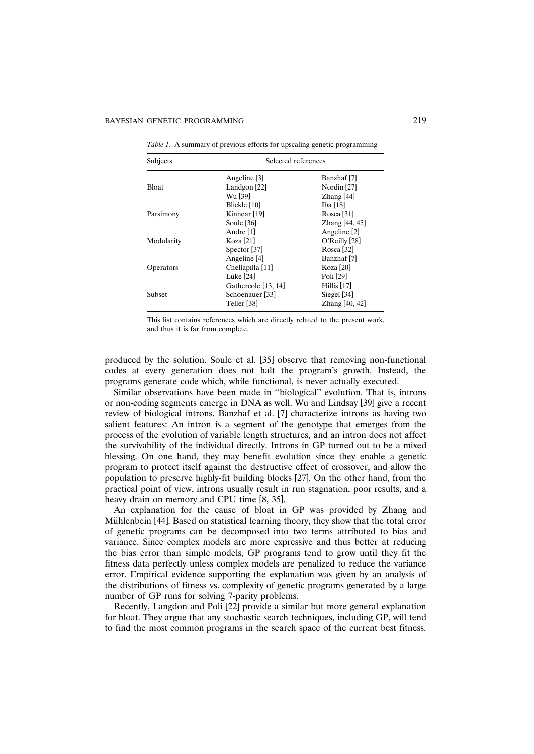*Table 1.* A summary of previous efforts for upscaling genetic programming

| Subjects | Selected references | |
|---|---|---|
| Bloat | Angeline [3] | Banzhaf [7] |
| | Landgon [22] | Nordin [27] |
| | Wu [39] | Zhang [44] |
| Parsimony | Blickle [10] | Iba [18] |
| | Kinnear [19] | Rosca [31] |
| | Soule [36] | Zhang [44, 45] |
| Modularity | Andre [1] | Angeline [2] |
| | Koza [21] | O'Reilly [28] |
| | Spector [37] | Rosca [32] |
| Operators | Angeline [4] | Banzhaf [7] |
| | Chellapilla [11] | Koza [20] |
| | Luke [24] | Poli [29] |
| Subset | Gathercole [13, 14] | Hillis [17] |
| | Schoenauer [33] | Siegel [34] |
| | Teller [38] | Zhang [40, 42] |

This list contains references which are directly related to the present work, and thus it is far from complete.

produced by the solution. Soule et al. [35] observe that removing non-functional codes at every generation does not halt the program's growth. Instead, the programs generate code which, while functional, is never actually executed.

Similar observations have been made in "biological" evolution. That is, introns or non-coding segments emerge in DNA as well. Wu and Lindsay [39] give a recent review of biological introns. Banzhaf et al. [7] characterize introns as having two salient features: An intron is a segment of the genotype that emerges from the process of the evolution of variable length structures, and an intron does not affect the survivability of the individual directly. Introns in GP turned out to be a mixed blessing. On one hand, they may benefit evolution since they enable a genetic program to protect itself against the destructive effect of crossover, and allow the population to preserve highly-fit building blocks [27]. On the other hand, from the practical point of view, introns usually result in run stagnation, poor results, and a heavy drain on memory and CPU time [8, 35].

An explanation for the cause of bloat in GP was provided by Zhang and Mühlenbein [44]. Based on statistical learning theory, they show that the total error of genetic programs can be decomposed into two terms attributed to bias and variance. Since complex models are more expressive and thus better at reducing the bias error than simple models, GP programs tend to grow until they fit the fitness data perfectly unless complex models are penalized to reduce the variance error. Empirical evidence supporting the explanation was given by an analysis of the distributions of fitness vs. complexity of genetic programs generated by a large number of GP runs for solving 7-parity problems.

Recently, Langdon and Poli [22] provide a similar but more general explanation for bloat. They argue that any stochastic search techniques, including GP, will tend to find the most common programs in the search space of the current best fitness.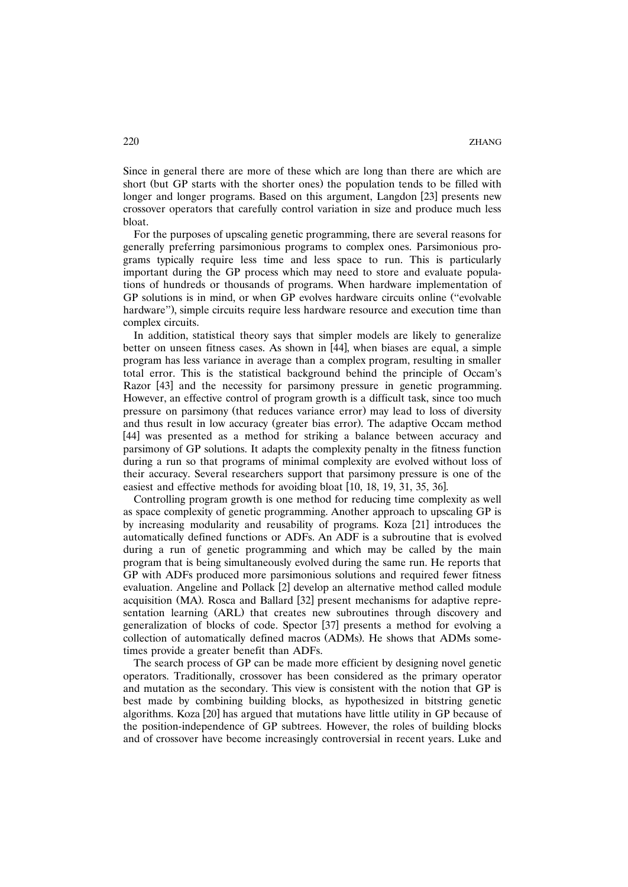Since in general there are more of these which are long than there are which are short (but GP starts with the shorter ones) the population tends to be filled with longer and longer programs. Based on this argument, Langdon [23] presents new crossover operators that carefully control variation in size and produce much less bloat.

For the purposes of upscaling genetic programming, there are several reasons for generally preferring parsimonious programs to complex ones. Parsimonious programs typically require less time and less space to run. This is particularly important during the GP process which may need to store and evaluate populations of hundreds or thousands of programs. When hardware implementation of GP solutions is in mind, or when GP evolves hardware circuits online ("evolvable hardware"), simple circuits require less hardware resource and execution time than complex circuits.

In addition, statistical theory says that simpler models are likely to generalize better on unseen fitness cases. As shown in [44], when biases are equal, a simple program has less variance in average than a complex program, resulting in smaller total error. This is the statistical background behind the principle of Occam's Razor [43] and the necessity for parsimony pressure in genetic programming. However, an effective control of program growth is a difficult task, since too much pressure on parsimony (that reduces variance error) may lead to loss of diversity and thus result in low accuracy (greater bias error). The adaptive Occam method [44] was presented as a method for striking a balance between accuracy and parsimony of GP solutions. It adapts the complexity penalty in the fitness function during a run so that programs of minimal complexity are evolved without loss of their accuracy. Several researchers support that parsimony pressure is one of the easiest and effective methods for avoiding bloat [10, 18, 19, 31, 35, 36].

Controlling program growth is one method for reducing time complexity as well as space complexity of genetic programming. Another approach to upscaling GP is by increasing modularity and reusability of programs. Koza [21] introduces the automatically defined functions or ADFs. An ADF is a subroutine that is evolved during a run of genetic programming and which may be called by the main program that is being simultaneously evolved during the same run. He reports that GP with ADFs produced more parsimonious solutions and required fewer fitness evaluation. Angeline and Pollack [2] develop an alternative method called module acquisition (MA). Rosca and Ballard [32] present mechanisms for adaptive representation learning (ARL) that creates new subroutines through discovery and generalization of blocks of code. Spector [37] presents a method for evolving a collection of automatically defined macros (ADMs). He shows that ADMs sometimes provide a greater benefit than ADFs.

The search process of GP can be made more efficient by designing novel genetic operators. Traditionally, crossover has been considered as the primary operator and mutation as the secondary. This view is consistent with the notion that GP is best made by combining building blocks, as hypothesized in bitstring genetic algorithms. Koza [20] has argued that mutations have little utility in GP because of the position-independence of GP subtrees. However, the roles of building blocks and of crossover have become increasingly controversial in recent years. Luke and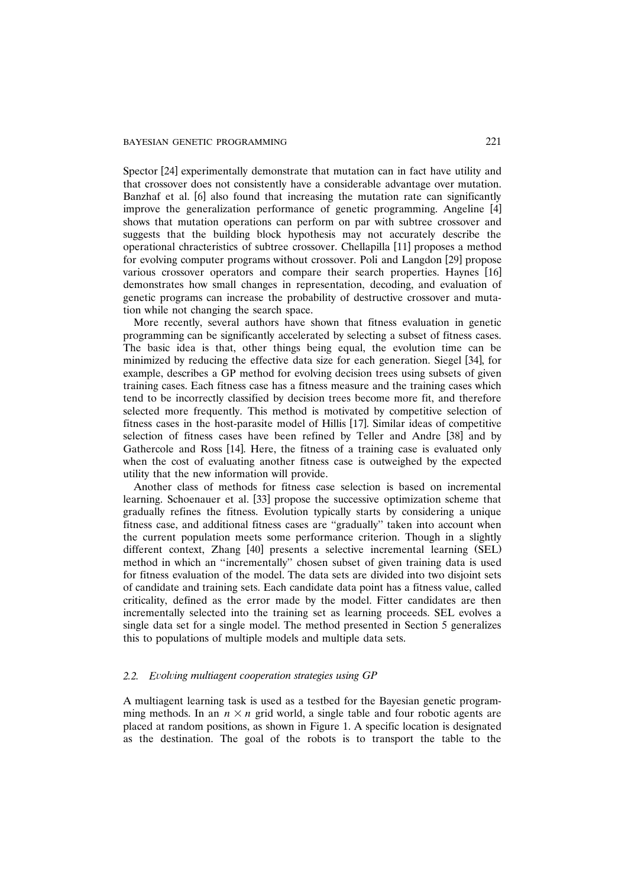Spector [24] experimentally demonstrate that mutation can in fact have utility and that crossover does not consistently have a considerable advantage over mutation. Banzhaf et al. [6] also found that increasing the mutation rate can significantly improve the generalization performance of genetic programming. Angeline [4] shows that mutation operations can perform on par with subtree crossover and suggests that the building block hypothesis may not accurately describe the operational chracteristics of subtree crossover. Chellapilla [11] proposes a method for evolving computer programs without crossover. Poli and Langdon [29] propose various crossover operators and compare their search properties. Haynes [16] demonstrates how small changes in representation, decoding, and evaluation of genetic programs can increase the probability of destructive crossover and mutation while not changing the search space.

More recently, several authors have shown that fitness evaluation in genetic programming can be significantly accelerated by selecting a subset of fitness cases. The basic idea is that, other things being equal, the evolution time can be minimized by reducing the effective data size for each generation. Siegel [34], for example, describes a GP method for evolving decision trees using subsets of given training cases. Each fitness case has a fitness measure and the training cases which tend to be incorrectly classified by decision trees become more fit, and therefore selected more frequently. This method is motivated by competitive selection of fitness cases in the host-parasite model of Hillis [17]. Similar ideas of competitive selection of fitness cases have been refined by Teller and Andre [38] and by Gathercole and Ross [14]. Here, the fitness of a training case is evaluated only when the cost of evaluating another fitness case is outweighed by the expected utility that the new information will provide.

Another class of methods for fitness case selection is based on incremental learning. Schoenauer et al. [33] propose the successive optimization scheme that gradually refines the fitness. Evolution typically starts by considering a unique fitness case, and additional fitness cases are "gradually" taken into account when the current population meets some performance criterion. Though in a slightly different context, Zhang [40] presents a selective incremental learning (SEL) method in which an "incrementally" chosen subset of given training data is used for fitness evaluation of the model. The data sets are divided into two disjoint sets of candidate and training sets. Each candidate data point has a fitness value, called criticality, defined as the error made by the model. Fitter candidates are then incrementally selected into the training set as learning proceeds. SEL evolves a single data set for a single model. The method presented in Section 5 generalizes this to populations of multiple models and multiple data sets.

### 2.2. *Evolving multiagent cooperation strategies using GP*

A multiagent learning task is used as a testbed for the Bayesian genetic programming methods. In an $n \times n$ grid world, a single table and four robotic agents are placed at random positions, as shown in Figure 1. A specific location is designated as the destination. The goal of the robots is to transport the table to the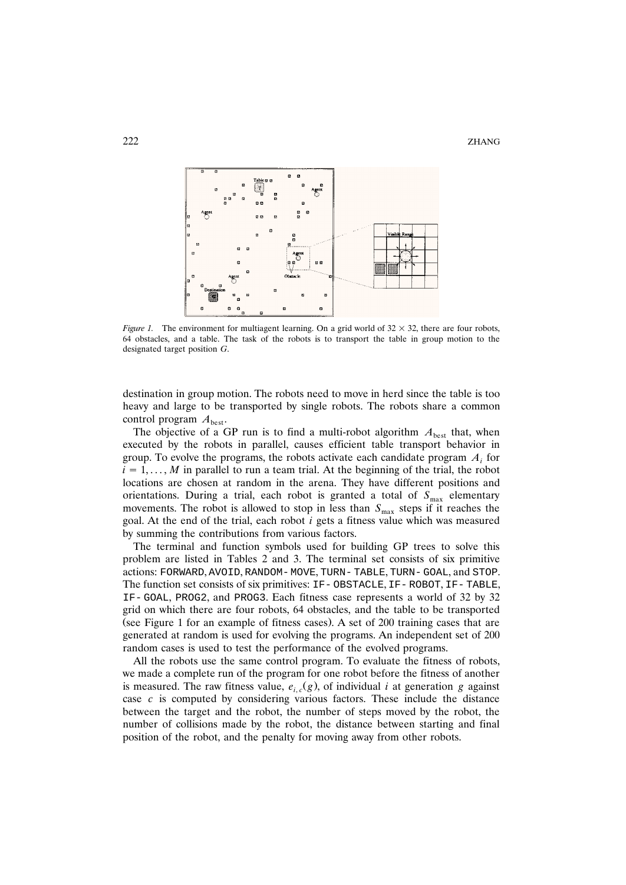*Figure 1.* The environment for multiagent learning. On a grid world of $32 \times 32$, there are four robots, 64 obstacles, and a table. The task of the robots is to transport the table in group motion to the designated target position $G$.

destination in group motion. The robots need to move in herd since the table is too heavy and large to be transported by single robots. The robots share a common control program $A_{\text{best}}$.

The objective of a GP run is to find a multi-robot algorithm $A_{\text{best}}$ that, when executed by the robots in parallel, causes efficient table transport behavior in group. To evolve the programs, the robots activate each candidate program $A_i$ for $i = 1, \ldots, M$ in parallel to run a team trial. At the beginning of the trial, the robot locations are chosen at random in the arena. They have different positions and orientations. During a trial, each robot is granted a total of $S_{\max}$ elementary movements. The robot is allowed to stop in less than $S_{\max}$ steps if it reaches the goal. At the end of the trial, each robot $i$ gets a fitness value which was measured by summing the contributions from various factors.

The terminal and function symbols used for building GP trees to solve this problem are listed in Tables 2 and 3. The terminal set consists of six primitive actions: `FORWARD`, `AVOID`, `RANDOM-MOVE`, `TURN-TABLE`, `TURN-GOAL`, and `STOP`. The function set consists of six primitives: `IF-OBSTACLE`, `IF-ROBOT`, `IF-TABLE`, `IF-GOAL`, `PROG2`, and `PROG3`. Each fitness case represents a world of 32 by 32 grid on which there are four robots, 64 obstacles, and the table to be transported (see Figure 1 for an example of fitness cases). A set of 200 training cases that are generated at random is used for evolving the programs. An independent set of 200 random cases is used to test the performance of the evolved programs.

All the robots use the same control program. To evaluate the fitness of robots, we made a complete run of the program for one robot before the fitness of another is measured. The raw fitness value, $e_{i,c}(g)$, of individual $i$ at generation $g$ against case $c$ is computed by considering various factors. These include the distance between the target and the robot, the number of steps moved by the robot, the number of collisions made by the robot, the distance between starting and final position of the robot, and the penalty for moving away from other robots.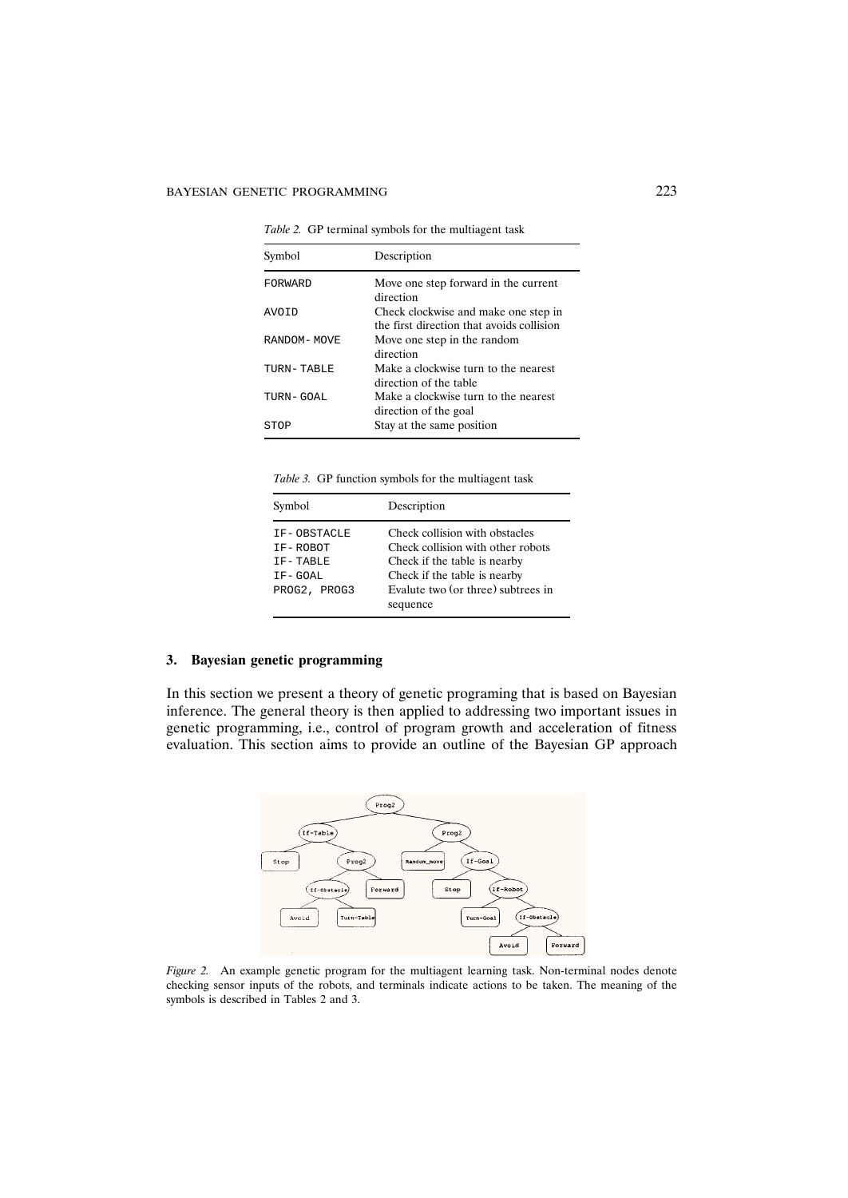*Table 2.* GP terminal symbols for the multiagent task

| Symbol | Description |
|---|---|
| FORWARD | Move one step forward in the current direction |
| AVOID | Check clockwise and make one step in the first direction that avoids collision |
| RANDOM-MOVE | Move one step in the random direction |
| TURN-TABLE | Make a clockwise turn to the nearest direction of the table |
| TURN-GOAL | Make a clockwise turn to the nearest direction of the goal |
| STOP | Stay at the same position |

*Table 3.* GP function symbols for the multiagent task

| Symbol | Description |
|---|---|
| IF-OBSTACLE | Check collision with obstacles |
| IF-ROBOT | Check collision with other robots |
| IF-TABLE | Check if the table is nearby |
| IF-GOAL | Check if the table is nearby |
| PROG2, PROG3 | Evalute two (or three) subtrees in sequence |

## 3. Bayesian genetic programming

In this section we present a theory of genetic programing that is based on Bayesian inference. The general theory is then applied to addressing two important issues in genetic programming, i.e., control of program growth and acceleration of fitness evaluation. This section aims to provide an outline of the Bayesian GP approach

*Figure 2.* An example genetic program for the multiagent learning task. Non-terminal nodes denote checking sensor inputs of the robots, and terminals indicate actions to be taken. The meaning of the symbols is described in Tables 2 and 3.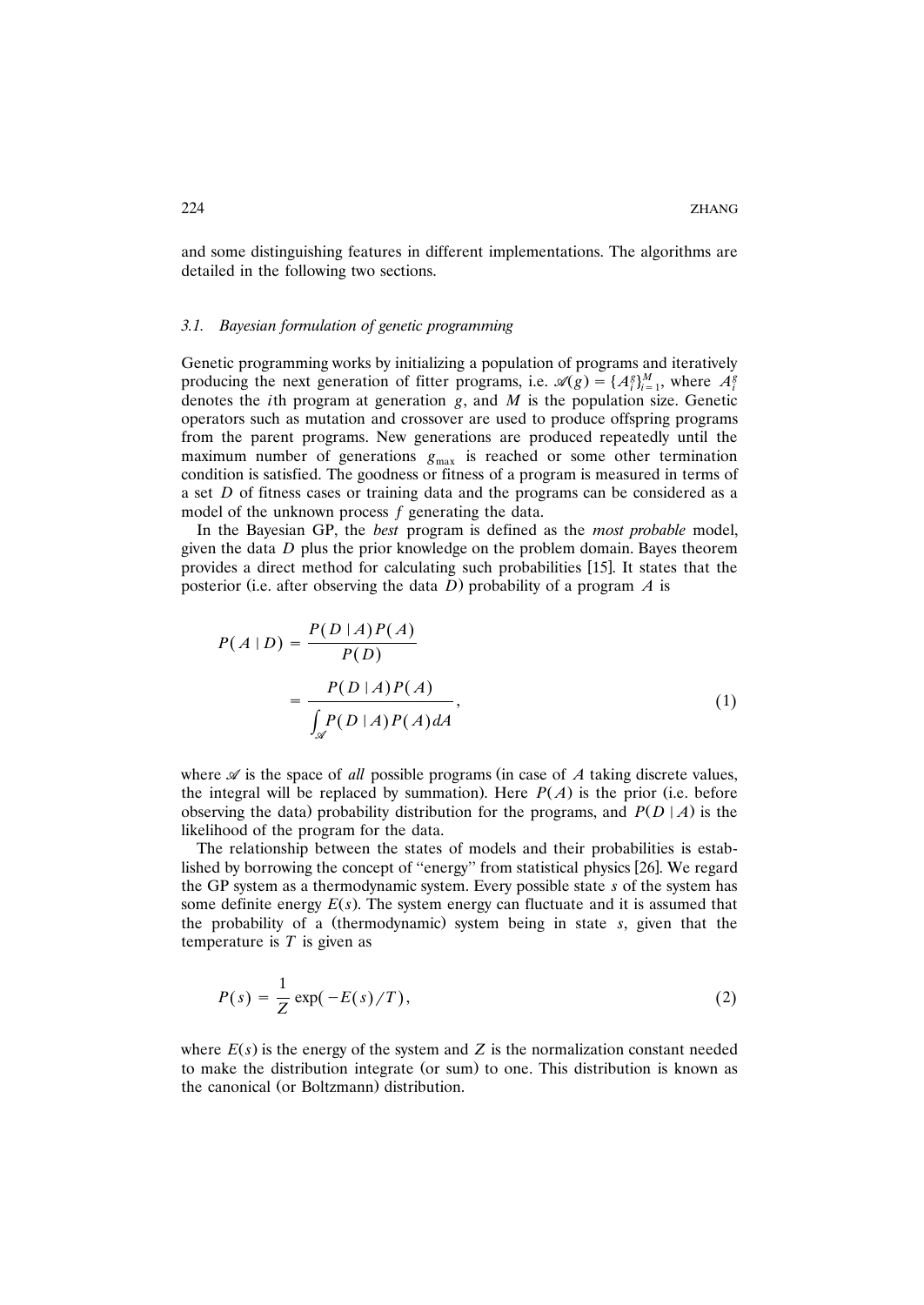and some distinguishing features in different implementations. The algorithms are detailed in the following two sections.

### *3.1. Bayesian formulation of genetic programming*

Genetic programming works by initializing a population of programs and iteratively producing the next generation of fitter programs, i.e. $\mathscr{A}(g) = \{A_i^g\}_{i=1}^M$, where $A_i^g$ denotes the $i$th program at generation $g$, and $M$ is the population size. Genetic operators such as mutation and crossover are used to produce offspring programs from the parent programs. New generations are produced repeatedly until the maximum number of generations $g_{\max}$ is reached or some other termination condition is satisfied. The goodness or fitness of a program is measured in terms of a set $D$ of fitness cases or training data and the programs can be considered as a model of the unknown process $f$ generating the data.

In the Bayesian GP, the *best* program is defined as the *most probable* model, given the data $D$ plus the prior knowledge on the problem domain. Bayes theorem provides a direct method for calculating such probabilities [15]. It states that the posterior (i.e. after observing the data $D$) probability of a program $A$ is

$$P(A \mid D) = \frac{P(D \mid A)P(A)}{P(D)} = \frac{P(D \mid A)P(A)}{\int_{\mathscr{A}} P(D \mid A)P(A)dA}, \tag{1}$$

where $\mathscr{A}$ is the space of *all* possible programs (in case of $A$ taking discrete values, the integral will be replaced by summation). Here $P(A)$ is the prior (i.e. before observing the data) probability distribution for the programs, and $P(D \mid A)$ is the likelihood of the program for the data.

The relationship between the states of models and their probabilities is established by borrowing the concept of "energy" from statistical physics [26]. We regard the GP system as a thermodynamic system. Every possible state $s$ of the system has some definite energy $E(s)$. The system energy can fluctuate and it is assumed that the probability of a (thermodynamic) system being in state $s$, given that the temperature is $T$ is given as

$$P(s) = \frac{1}{Z}\exp(-E(s)/T), \tag{2}$$

where $E(s)$ is the energy of the system and $Z$ is the normalization constant needed to make the distribution integrate (or sum) to one. This distribution is known as the canonical (or Boltzmann) distribution.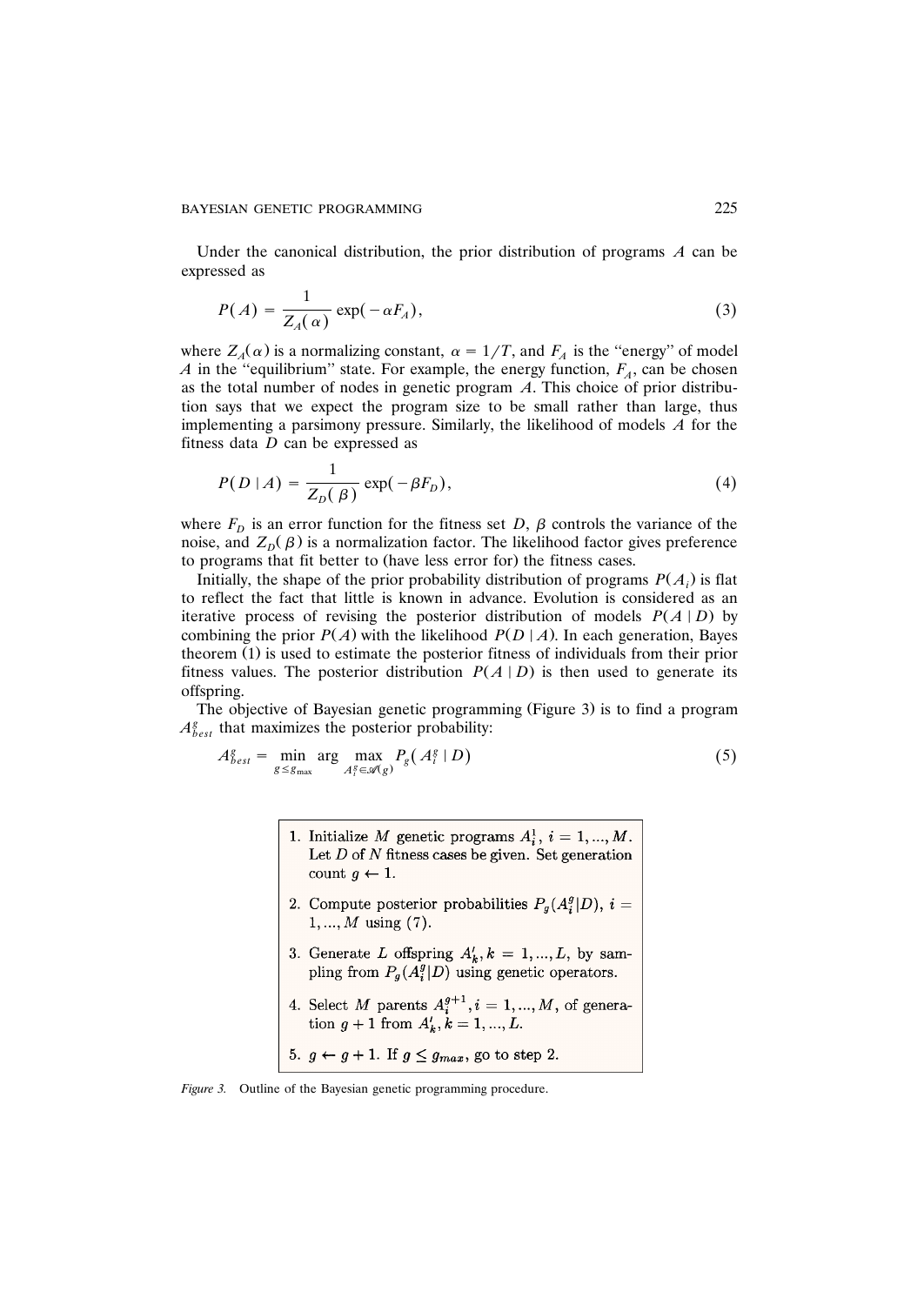Under the canonical distribution, the prior distribution of programs $A$ can be expressed as

$$P(A) = \frac{1}{Z_A(\alpha)} \exp(-\alpha F_A), \tag{3}$$

where $Z_A(\alpha)$ is a normalizing constant, $\alpha = 1/T$, and $F_A$ is the "energy" of model $A$ in the "equilibrium" state. For example, the energy function, $F_A$, can be chosen as the total number of nodes in genetic program $A$. This choice of prior distribution says that we expect the program size to be small rather than large, thus implementing a parsimony pressure. Similarly, the likelihood of models $A$ for the fitness data $D$ can be expressed as

$$P(D \mid A) = \frac{1}{Z_D(\beta)} \exp(-\beta F_D), \tag{4}$$

where $F_D$ is an error function for the fitness set $D$, $\beta$ controls the variance of the noise, and $Z_D(\beta)$ is a normalization factor. The likelihood factor gives preference to programs that fit better to (have less error for) the fitness cases.

Initially, the shape of the prior probability distribution of programs $P(A_i)$ is flat to reflect the fact that little is known in advance. Evolution is considered as an iterative process of revising the posterior distribution of models $P(A \mid D)$ by combining the prior $P(A)$ with the likelihood $P(D \mid A)$. In each generation, Bayes theorem (1) is used to estimate the posterior fitness of individuals from their prior fitness values. The posterior distribution $P(A \mid D)$ is then used to generate its offspring.

The objective of Bayesian genetic programming (Figure 3) is to find a program $A_{best}^g$ that maximizes the posterior probability:

$$A_{best}^g = \min_{g \le g_{\max}} \arg \max_{A_i^g \in \mathscr{A}(g)} P_g(A_i^g \mid D) \tag{5}$$

1. Initialize $M$ genetic programs $A_i^1$, $i = 1, ..., M$. Let $D$ of $N$ fitness cases be given. Set generation count $g \leftarrow 1$.
2. Compute posterior probabilities $P_g(A_i^g|D)$, $i = 1, ..., M$ using (7).
3. Generate $L$ offspring $A_k'$, $k = 1, ..., L$, by sampling from $P_g(A_i^g|D)$ using genetic operators.
4. Select $M$ parents $A_i^{g+1}$, $i = 1, ..., M$, of generation $g + 1$ from $A_k'$, $k = 1, ..., L$.
5. $g \leftarrow g + 1$. If $g \le g_{max}$, go to step 2.

*Figure 3.* Outline of the Bayesian genetic programming procedure.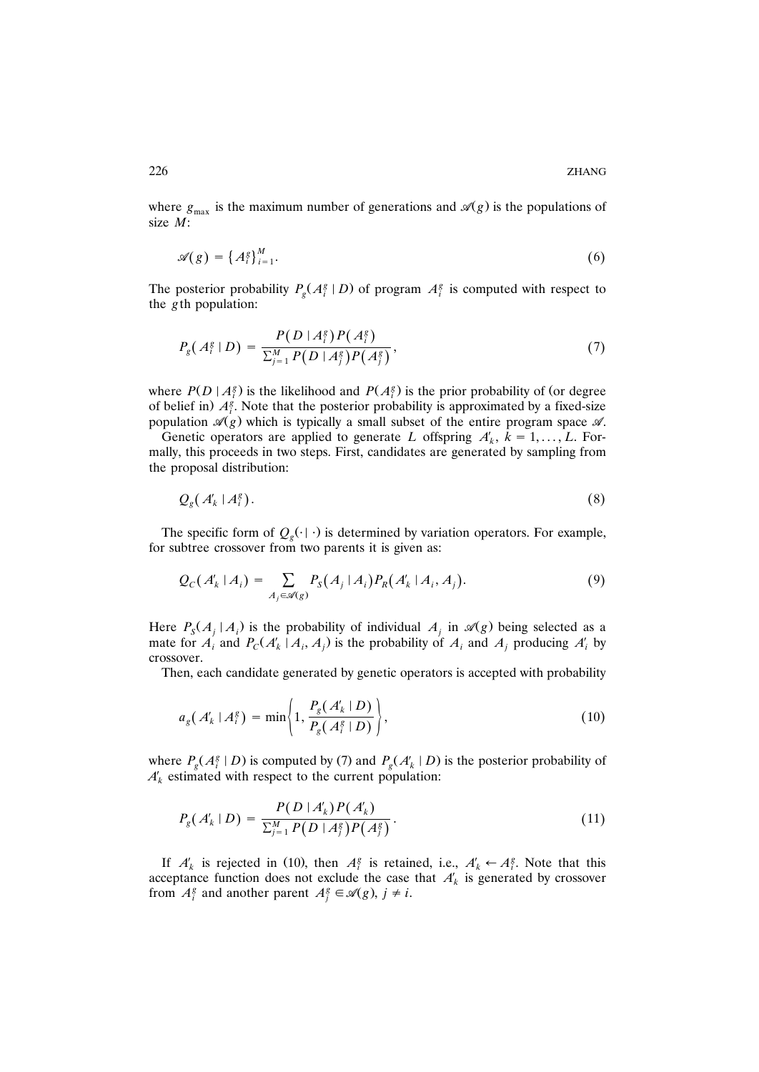where $g_{\max}$ is the maximum number of generations and $\mathscr{A}(g)$ is the populations of size $M$:

$$\mathscr{A}(g) = \{A_i^g\}_{i=1}^M. \tag{6}$$

The posterior probability $P_g(A_i^g \mid D)$ of program $A_i^g$ is computed with respect to the $g$th population:

$$P_g(A_i^g \mid D) = \frac{P(D \mid A_i^g) P(A_i^g)}{\sum_{j=1}^M P(D \mid A_j^g) P(A_j^g)}, \tag{7}$$

where $P(D \mid A_i^g)$ is the likelihood and $P(A_i^g)$ is the prior probability of (or degree of belief in) $A_i^g$. Note that the posterior probability is approximated by a fixed-size population $\mathscr{A}(g)$ which is typically a small subset of the entire program space $\mathscr{A}$.

Genetic operators are applied to generate $L$ offspring $A'_k$, $k = 1, \ldots, L$. Formally, this proceeds in two steps. First, candidates are generated by sampling from the proposal distribution:

$$Q_g(A'_k \mid A_i^g). \tag{8}$$

The specific form of $Q_g(\cdot \mid \cdot)$ is determined by variation operators. For example, for subtree crossover from two parents it is given as:

$$Q_C(A'_k \mid A_i) = \sum_{A_j \in \mathscr{A}(g)} P_S(A_j \mid A_i) P_R(A'_k \mid A_i, A_j). \tag{9}$$

Here $P_S(A_j \mid A_i)$ is the probability of individual $A_j$ in $\mathscr{A}(g)$ being selected as a mate for $A_i$ and $P_C(A'_k \mid A_i, A_j)$ is the probability of $A_i$ and $A_j$ producing $A'_i$ by crossover.

Then, each candidate generated by genetic operators is accepted with probability

$$a_g(A'_k \mid A_i^g) = \min\left\{1, \frac{P_g(A'_k \mid D)}{P_g(A_i^g \mid D)}\right\}, \tag{10}$$

where $P_g(A_i^g \mid D)$ is computed by (7) and $P_g(A'_k \mid D)$ is the posterior probability of $A'_k$ estimated with respect to the current population:

$$P_g(A'_k \mid D) = \frac{P(D \mid A'_k) P(A'_k)}{\sum_{j=1}^M P(D \mid A_j^g) P(A_j^g)}. \tag{11}$$

If $A'_k$ is rejected in (10), then $A_i^g$ is retained, i.e., $A'_k \leftarrow A_i^g$. Note that this acceptance function does not exclude the case that $A'_k$ is generated by crossover from $A_i^g$ and another parent $A_j^g \in \mathscr{A}(g)$, $j \neq i$.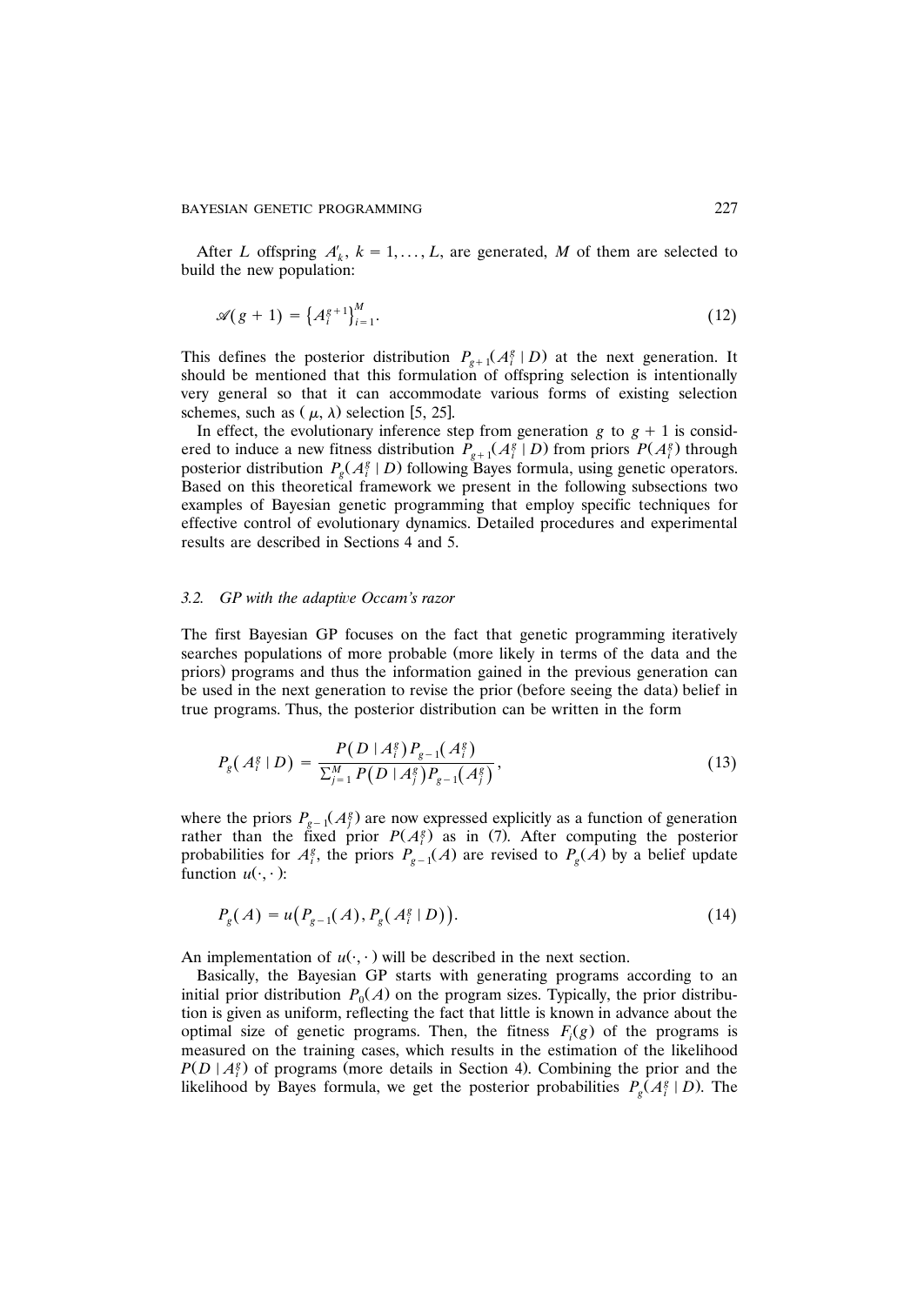After $L$ offspring $A'_k$, $k = 1, \ldots, L$, are generated, $M$ of them are selected to build the new population:

$$\mathscr{A}(g+1) = \{A_i^{g+1}\}_{i=1}^{M}. \tag{12}$$

This defines the posterior distribution $P_{g+1}(A_i^g \mid D)$ at the next generation. It should be mentioned that this formulation of offspring selection is intentionally very general so that it can accommodate various forms of existing selection schemes, such as $(\mu, \lambda)$ selection [5, 25].

In effect, the evolutionary inference step from generation $g$ to $g+1$ is considered to induce a new fitness distribution $P_{g+1}(A_i^g \mid D)$ from priors $P(A_i^g)$ through posterior distribution $P_g(A_i^g \mid D)$ following Bayes formula, using genetic operators. Based on this theoretical framework we present in the following subsections two examples of Bayesian genetic programming that employ specific techniques for effective control of evolutionary dynamics. Detailed procedures and experimental results are described in Sections 4 and 5.

### *3.2. GP with the adaptive Occam's razor*

The first Bayesian GP focuses on the fact that genetic programming iteratively searches populations of more probable (more likely in terms of the data and the priors) programs and thus the information gained in the previous generation can be used in the next generation to revise the prior (before seeing the data) belief in true programs. Thus, the posterior distribution can be written in the form

$$P_g(A_i^g \mid D) = \frac{P(D \mid A_i^g) P_{g-1}(A_i^g)}{\sum_{j=1}^{M} P(D \mid A_j^g) P_{g-1}(A_j^g)}, \tag{13}$$

where the priors $P_{g-1}(A_i^g)$ are now expressed explicitly as a function of generation rather than the fixed prior $P(A_i^g)$ as in (7). After computing the posterior probabilities for $A_i^g$, the priors $P_{g-1}(A)$ are revised to $P_g(A)$ by a belief update function $u(\cdot,\cdot)$:

$$P_g(A) = u\big(P_{g-1}(A), P_g(A_i^g \mid D)\big). \tag{14}$$

An implementation of $u(\cdot,\cdot)$ will be described in the next section.

Basically, the Bayesian GP starts with generating programs according to an initial prior distribution $P_0(A)$ on the program sizes. Typically, the prior distribution is given as uniform, reflecting the fact that little is known in advance about the optimal size of genetic programs. Then, the fitness $F_i(g)$ of the programs is measured on the training cases, which results in the estimation of the likelihood $P(D \mid A_i^g)$ of programs (more details in Section 4). Combining the prior and the likelihood by Bayes formula, we get the posterior probabilities $P_g(A_i^g \mid D)$. The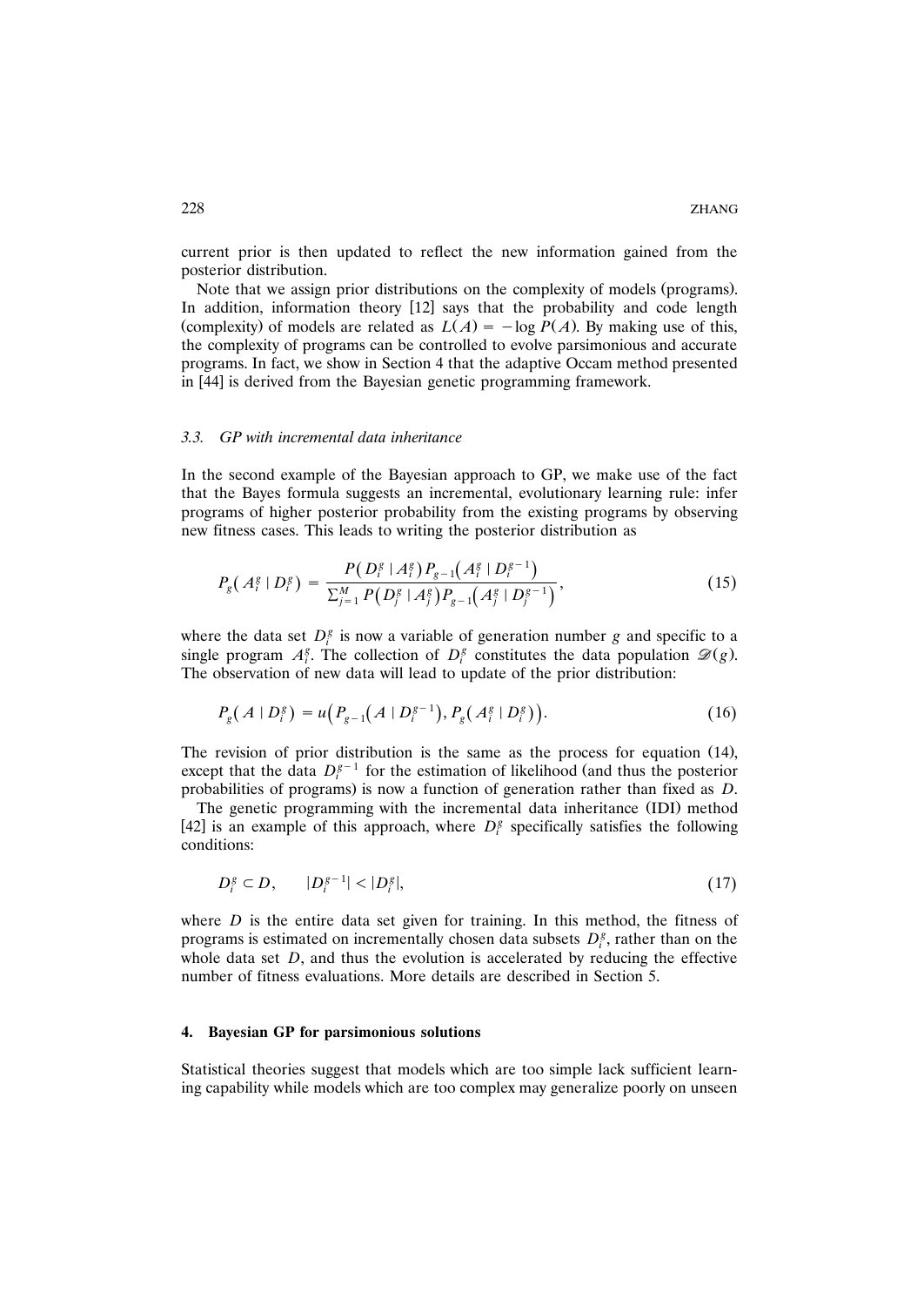current prior is then updated to reflect the new information gained from the posterior distribution.

Note that we assign prior distributions on the complexity of models (programs). In addition, information theory [12] says that the probability and code length (complexity) of models are related as $L(A) = -\log P(A)$. By making use of this, the complexity of programs can be controlled to evolve parsimonious and accurate programs. In fact, we show in Section 4 that the adaptive Occam method presented in [44] is derived from the Bayesian genetic programming framework.

### *3.3. GP with incremental data inheritance*

In the second example of the Bayesian approach to GP, we make use of the fact that the Bayes formula suggests an incremental, evolutionary learning rule: infer programs of higher posterior probability from the existing programs by observing new fitness cases. This leads to writing the posterior distribution as

$$P_g(A_i^g \mid D_i^g) = \frac{P(D_i^g \mid A_i^g) P_{g-1}(A_i^g \mid D_i^{g-1})}{\sum_{j=1}^{M} P(D_j^g \mid A_j^g) P_{g-1}(A_j^g \mid D_j^{g-1})}, \tag{15}$$

where the data set $D_i^g$ is now a variable of generation number $g$ and specific to a single program $A_i^g$. The collection of $D_i^g$ constitutes the data population $\mathscr{D}(g)$. The observation of new data will lead to update of the prior distribution:

$$P_g(A \mid D_i^g) = u\left(P_{g-1}(A \mid D_i^{g-1}), P_g(A_i^g \mid D_i^g)\right). \tag{16}$$

The revision of prior distribution is the same as the process for equation (14), except that the data $D_i^{g-1}$ for the estimation of likelihood (and thus the posterior probabilities of programs) is now a function of generation rather than fixed as $D$.

The genetic programming with the incremental data inheritance (IDI) method [42] is an example of this approach, where $D_i^g$ specifically satisfies the following conditions:

$$D_i^g \subset D, \qquad |D_i^{g-1}| < |D_i^g|, \tag{17}$$

where $D$ is the entire data set given for training. In this method, the fitness of programs is estimated on incrementally chosen data subsets $D_i^g$, rather than on the whole data set $D$, and thus the evolution is accelerated by reducing the effective number of fitness evaluations. More details are described in Section 5.

## 4. Bayesian GP for parsimonious solutions

Statistical theories suggest that models which are too simple lack sufficient learning capability while models which are too complex may generalize poorly on unseen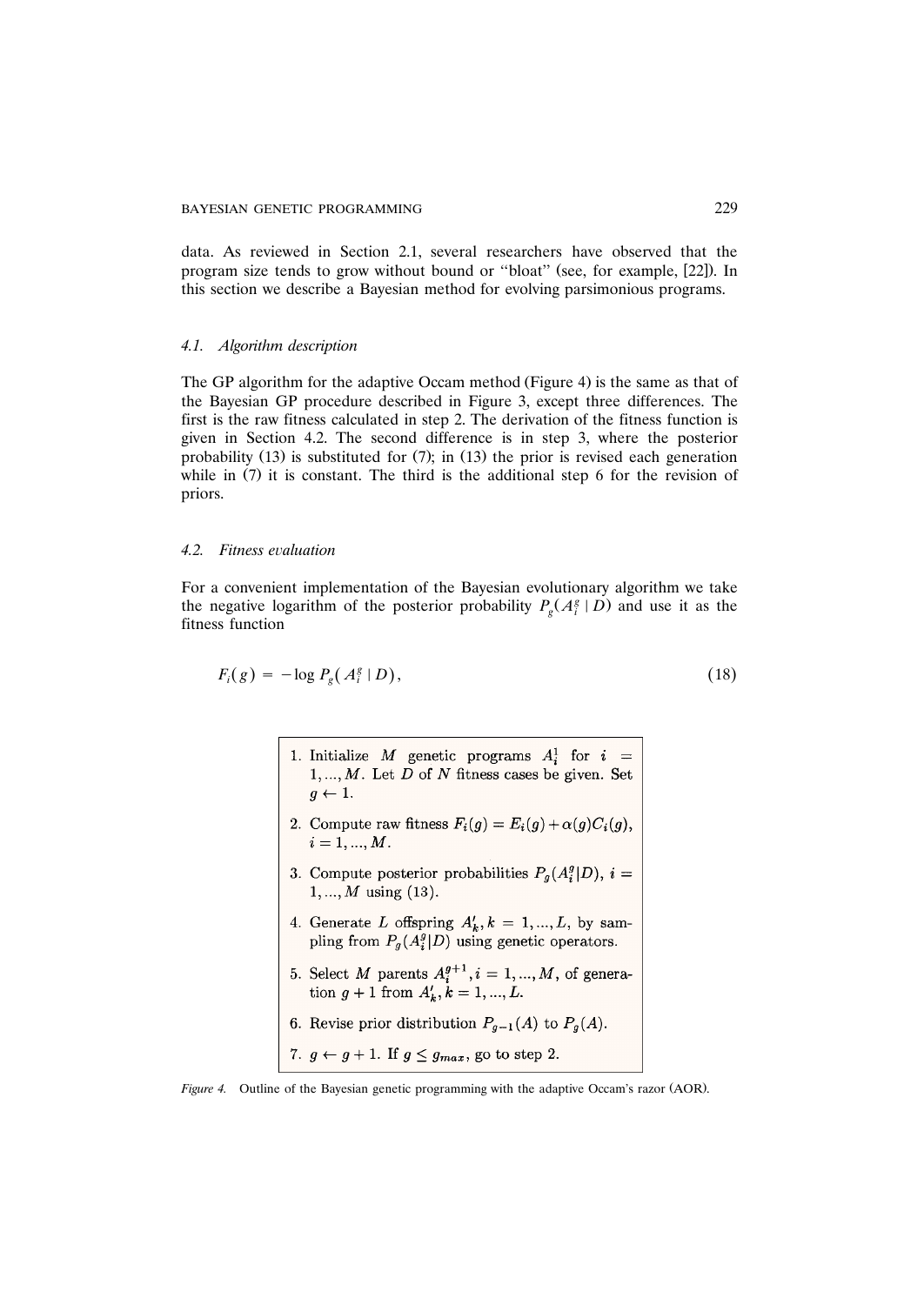data. As reviewed in Section 2.1, several researchers have observed that the program size tends to grow without bound or "bloat" (see, for example, [22]). In this section we describe a Bayesian method for evolving parsimonious programs.

### *4.1. Algorithm description*

The GP algorithm for the adaptive Occam method (Figure 4) is the same as that of the Bayesian GP procedure described in Figure 3, except three differences. The first is the raw fitness calculated in step 2. The derivation of the fitness function is given in Section 4.2. The second difference is in step 3, where the posterior probability (13) is substituted for (7); in (13) the prior is revised each generation while in (7) it is constant. The third is the additional step 6 for the revision of priors.

### *4.2. Fitness evaluation*

For a convenient implementation of the Bayesian evolutionary algorithm we take the negative logarithm of the posterior probability $P_g(A_i^g \mid D)$ and use it as the fitness function

$$F_i(g) = -\log P_g(A_i^g \mid D), \tag{18}$$

1. Initialize $M$ genetic programs $A_i^1$ for $i = 1, ..., M$. Let $D$ of $N$ fitness cases be given. Set $g \leftarrow 1$.
2. Compute raw fitness $F_i(g) = E_i(g) + \alpha(g)C_i(g)$, $i = 1, ..., M$.
3. Compute posterior probabilities $P_g(A_i^g|D)$, $i = 1, ..., M$ using (13).
4. Generate $L$ offspring $A'_k, k = 1, ..., L$, by sampling from $P_g(A_i^g|D)$ using genetic operators.
5. Select $M$ parents $A_i^{g+1}, i = 1, ..., M$, of generation $g+1$ from $A'_k, k = 1, ..., L$.
6. Revise prior distribution $P_{g-1}(A)$ to $P_g(A)$.
7. $g \leftarrow g + 1$. If $g \leq g_{max}$, go to step 2.

*Figure 4.* Outline of the Bayesian genetic programming with the adaptive Occam's razor (AOR).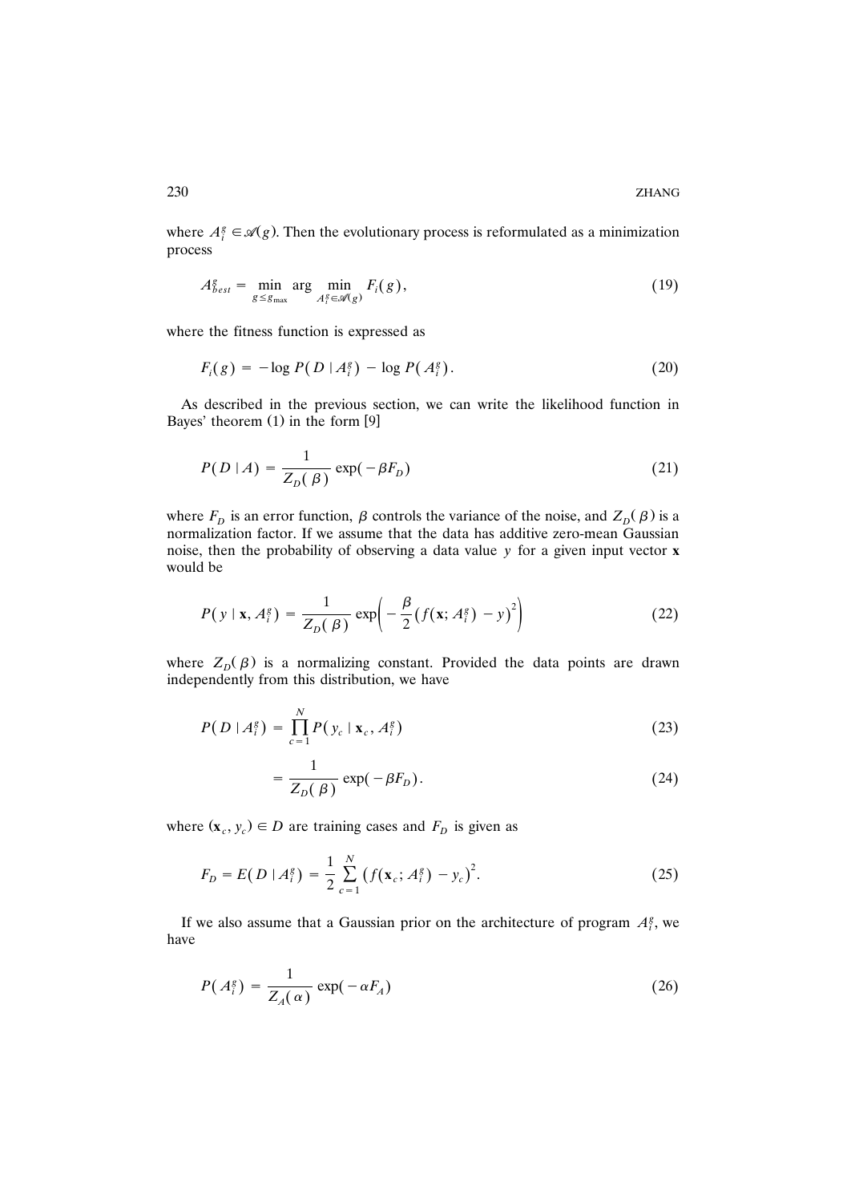where $A_i^g \in \mathscr{A}(g)$. Then the evolutionary process is reformulated as a minimization process

$$A_{best}^g = \min_{g \leq g_{\max}} \arg \min_{A_i^g \in \mathscr{A}(g)} F_i(g), \tag{19}$$

where the fitness function is expressed as

$$F_i(g) = -\log P(D \mid A_i^g) - \log P(A_i^g). \tag{20}$$

As described in the previous section, we can write the likelihood function in Bayes' theorem (1) in the form [9]

$$P(D \mid A) = \frac{1}{Z_D(\beta)} \exp(-\beta F_D) \tag{21}$$

where $F_D$ is an error function, $\beta$ controls the variance of the noise, and $Z_D(\beta)$ is a normalization factor. If we assume that the data has additive zero-mean Gaussian noise, then the probability of observing a data value $y$ for a given input vector $\mathbf{x}$ would be

$$P(y \mid \mathbf{x}, A_i^g) = \frac{1}{Z_D(\beta)} \exp\left(-\frac{\beta}{2}\left(f(\mathbf{x}; A_i^g) - y\right)^2\right) \tag{22}$$

where $Z_D(\beta)$ is a normalizing constant. Provided the data points are drawn independently from this distribution, we have

$$P(D \mid A_i^g) = \prod_{c=1}^{N} P(y_c \mid \mathbf{x}_c, A_i^g) \tag{23}$$

$$= \frac{1}{Z_D(\beta)} \exp(-\beta F_D). \tag{24}$$

where $(\mathbf{x}_c, y_c) \in D$ are training cases and $F_D$ is given as

$$F_D = E(D \mid A_i^g) = \frac{1}{2} \sum_{c=1}^{N} \left(f(\mathbf{x}_c; A_i^g) - y_c\right)^2. \tag{25}$$

If we also assume that a Gaussian prior on the architecture of program $A_i^g$, we have

$$P(A_i^g) = \frac{1}{Z_A(\alpha)} \exp(-\alpha F_A) \tag{26}$$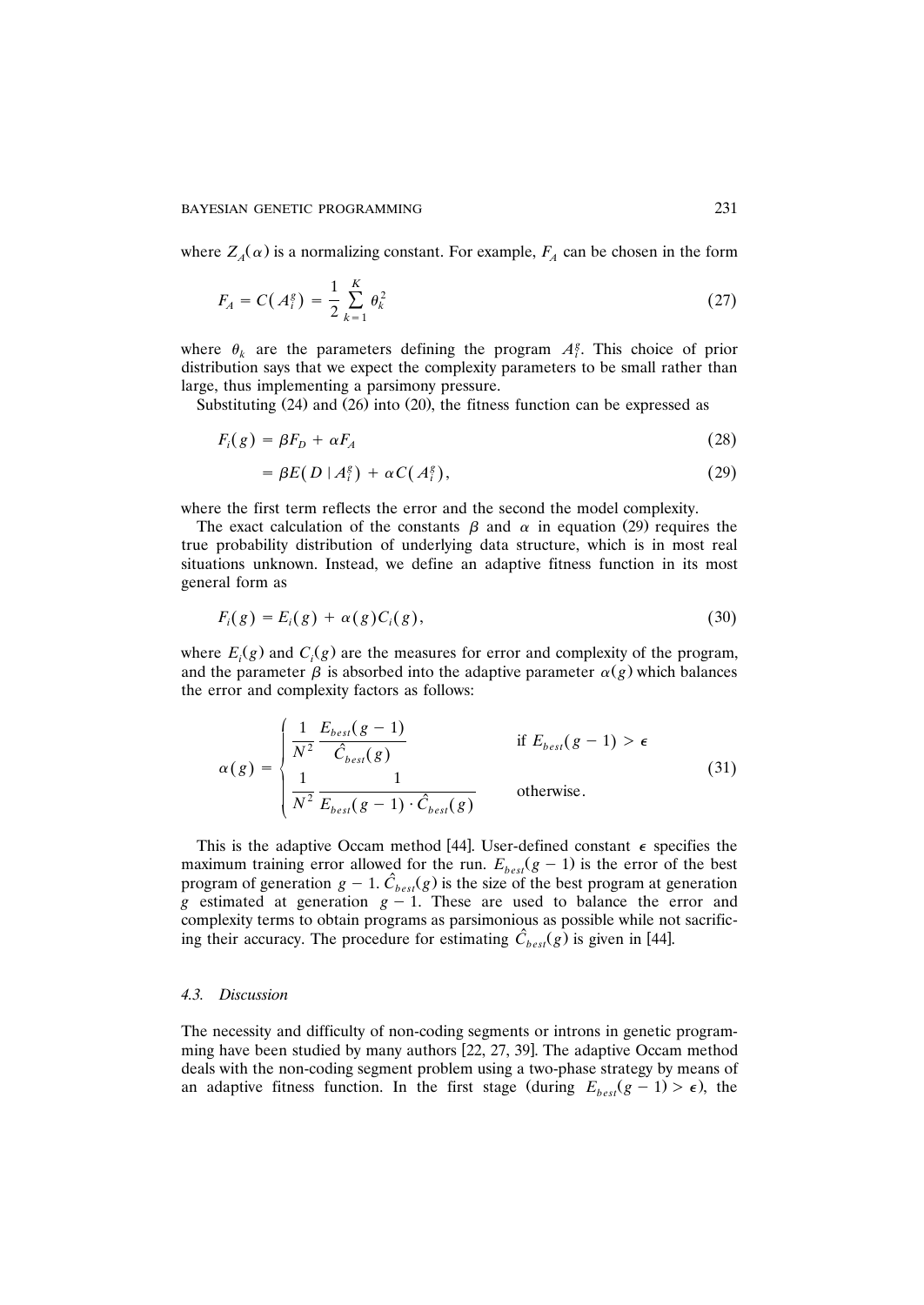where $Z_A(\alpha)$ is a normalizing constant. For example, $F_A$ can be chosen in the form

$$F_A = C(A_i^g) = \frac{1}{2} \sum_{k=1}^{K} \theta_k^2 \tag{27}$$

where $\theta_k$ are the parameters defining the program $A_i^g$. This choice of prior distribution says that we expect the complexity parameters to be small rather than large, thus implementing a parsimony pressure.

Substituting (24) and (26) into (20), the fitness function can be expressed as

$$F_i(g) = \beta F_D + \alpha F_A \tag{28}$$

$$= \beta E(D \mid A_i^g) + \alpha C(A_i^g), \tag{29}$$

where the first term reflects the error and the second the model complexity.

The exact calculation of the constants $\beta$ and $\alpha$ in equation (29) requires the true probability distribution of underlying data structure, which is in most real situations unknown. Instead, we define an adaptive fitness function in its most general form as

$$F_i(g) = E_i(g) + \alpha(g) C_i(g), \tag{30}$$

where $E_i(g)$ and $C_i(g)$ are the measures for error and complexity of the program, and the parameter $\beta$ is absorbed into the adaptive parameter $\alpha(g)$ which balances the error and complexity factors as follows:

$$\alpha(g) = \begin{cases} \dfrac{1}{N^2} \dfrac{E_{best}(g-1)}{\hat{C}_{best}(g)} & \text{if } E_{best}(g-1) > \epsilon \\[2ex] \dfrac{1}{N^2} \dfrac{1}{E_{best}(g-1) \cdot \hat{C}_{best}(g)} & \text{otherwise.} \end{cases} \tag{31}$$

This is the adaptive Occam method [44]. User-defined constant $\epsilon$ specifies the maximum training error allowed for the run. $E_{best}(g-1)$ is the error of the best program of generation $g-1$. $\hat{C}_{best}(g)$ is the size of the best program at generation $g$ estimated at generation $g-1$. These are used to balance the error and complexity terms to obtain programs as parsimonious as possible while not sacrificing their accuracy. The procedure for estimating $\hat{C}_{best}(g)$ is given in [44].

### 4.3. Discussion

The necessity and difficulty of non-coding segments or introns in genetic programming have been studied by many authors [22, 27, 39]. The adaptive Occam method deals with the non-coding segment problem using a two-phase strategy by means of an adaptive fitness function. In the first stage (during $E_{best}(g-1) > \epsilon$), the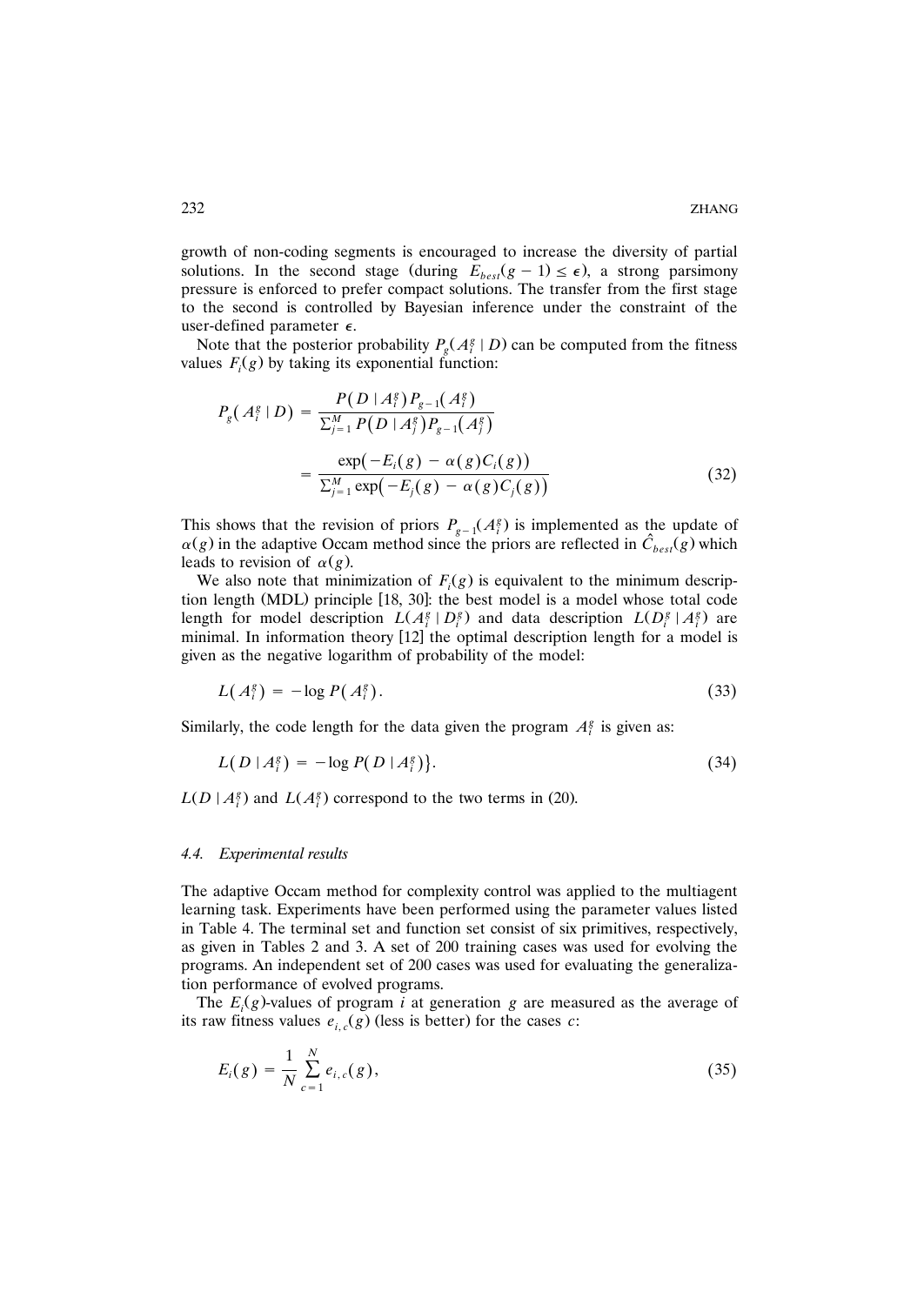growth of non-coding segments is encouraged to increase the diversity of partial solutions. In the second stage (during $E_{best}(g-1) \le \epsilon$), a strong parsimony pressure is enforced to prefer compact solutions. The transfer from the first stage to the second is controlled by Bayesian inference under the constraint of the user-defined parameter $\epsilon$.

Note that the posterior probability $P_g(A_i^g \mid D)$ can be computed from the fitness values $F_i(g)$ by taking its exponential function:

$$P_g(A_i^g \mid D) = \frac{P(D \mid A_i^g) P_{g-1}(A_i^g)}{\sum_{j=1}^{M} P(D \mid A_j^g) P_{g-1}(A_j^g)} = \frac{\exp(-E_i(g) - \alpha(g) C_i(g))}{\sum_{j=1}^{M} \exp(-E_j(g) - \alpha(g) C_j(g))} \tag{32}$$

This shows that the revision of priors $P_{g-1}(A_i^g)$ is implemented as the update of $\alpha(g)$ in the adaptive Occam method since the priors are reflected in $\hat{C}_{best}(g)$ which leads to revision of $\alpha(g)$.

We also note that minimization of $F_i(g)$ is equivalent to the minimum description length (MDL) principle [18, 30]: the best model is a model whose total code length for model description $L(A_i^g \mid D_i^g)$ and data description $L(D_i^g \mid A_i^g)$ are minimal. In information theory [12] the optimal description length for a model is given as the negative logarithm of probability of the model:

$$L(A_i^g) = -\log P(A_i^g). \tag{33}$$

Similarly, the code length for the data given the program $A_i^g$ is given as:

$$L(D \mid A_i^g) = -\log P(D \mid A_i^g)\}. \tag{34}$$

$L(D \mid A_i^g)$ and $L(A_i^g)$ correspond to the two terms in (20).

### 4.4. Experimental results

The adaptive Occam method for complexity control was applied to the multiagent learning task. Experiments have been performed using the parameter values listed in Table 4. The terminal set and function set consist of six primitives, respectively, as given in Tables 2 and 3. A set of 200 training cases was used for evolving the programs. An independent set of 200 cases was used for evaluating the generalization performance of evolved programs.

The $E_i(g)$-values of program $i$ at generation $g$ are measured as the average of its raw fitness values $e_{i,c}(g)$ (less is better) for the cases $c$:

$$E_i(g) = \frac{1}{N} \sum_{c=1}^{N} e_{i,c}(g), \tag{35}$$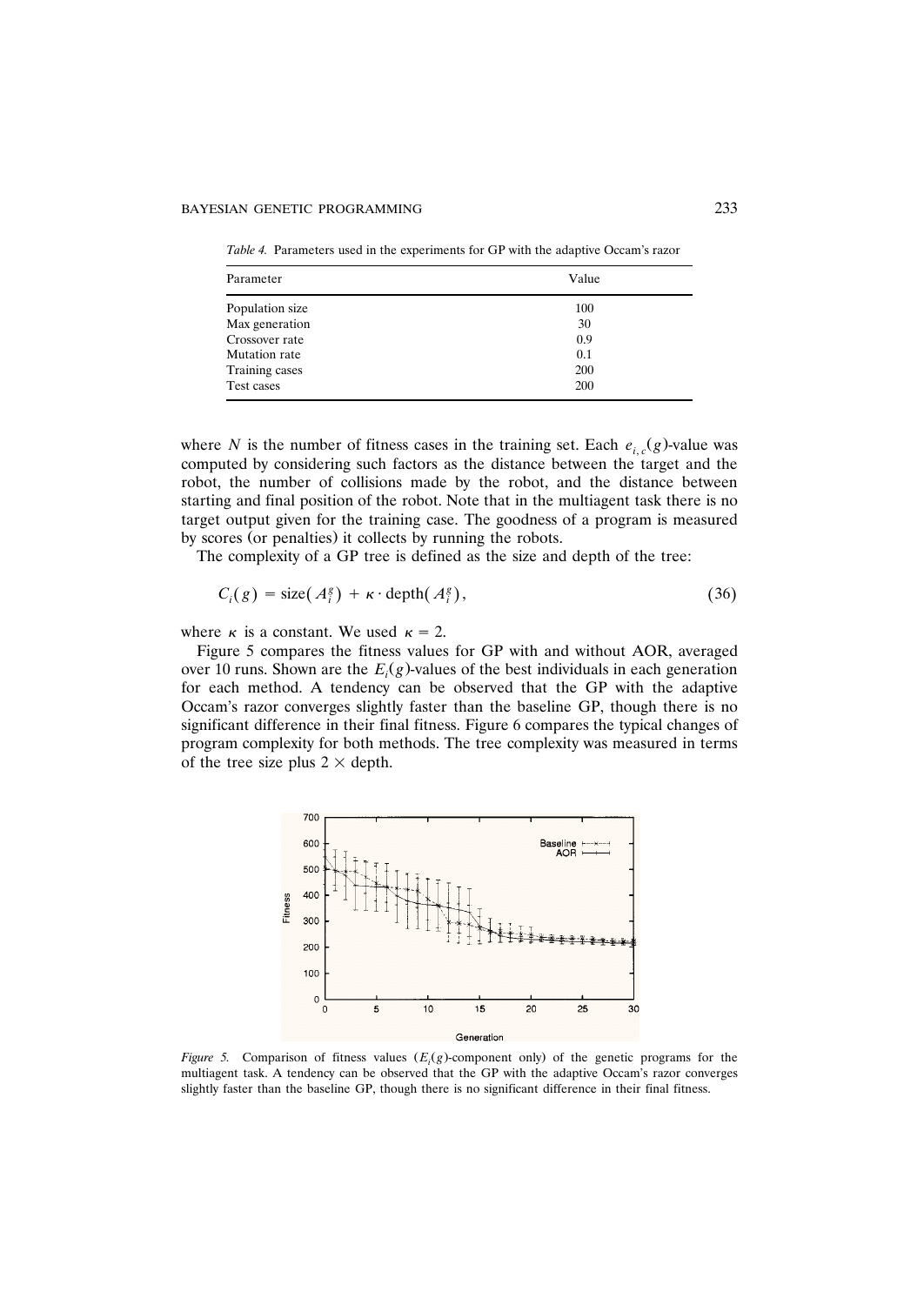*Table 4.* Parameters used in the experiments for GP with the adaptive Occam's razor

| Parameter | Value |
|---|---|
| Population size | 100 |
| Max generation | 30 |
| Crossover rate | 0.9 |
| Mutation rate | 0.1 |
| Training cases | 200 |
| Test cases | 200 |

where $N$ is the number of fitness cases in the training set. Each $e_{i,c}(g)$-value was computed by considering such factors as the distance between the target and the robot, the number of collisions made by the robot, and the distance between starting and final position of the robot. Note that in the multiagent task there is no target output given for the training case. The goodness of a program is measured by scores (or penalties) it collects by running the robots.

The complexity of a GP tree is defined as the size and depth of the tree:

$$C_i(g) = \text{size}(A_i^g) + \kappa \cdot \text{depth}(A_i^g), \tag{36}$$

where $\kappa$ is a constant. We used $\kappa = 2$.

Figure 5 compares the fitness values for GP with and without AOR, averaged over 10 runs. Shown are the $E_i(g)$-values of the best individuals in each generation for each method. A tendency can be observed that the GP with the adaptive Occam's razor converges slightly faster than the baseline GP, though there is no significant difference in their final fitness. Figure 6 compares the typical changes of program complexity for both methods. The tree complexity was measured in terms of the tree size plus $2 \times$ depth.

*Figure 5.* Comparison of fitness values ($E_i(g)$-component only) of the genetic programs for the multiagent task. A tendency can be observed that the GP with the adaptive Occam's razor converges slightly faster than the baseline GP, though there is no significant difference in their final fitness.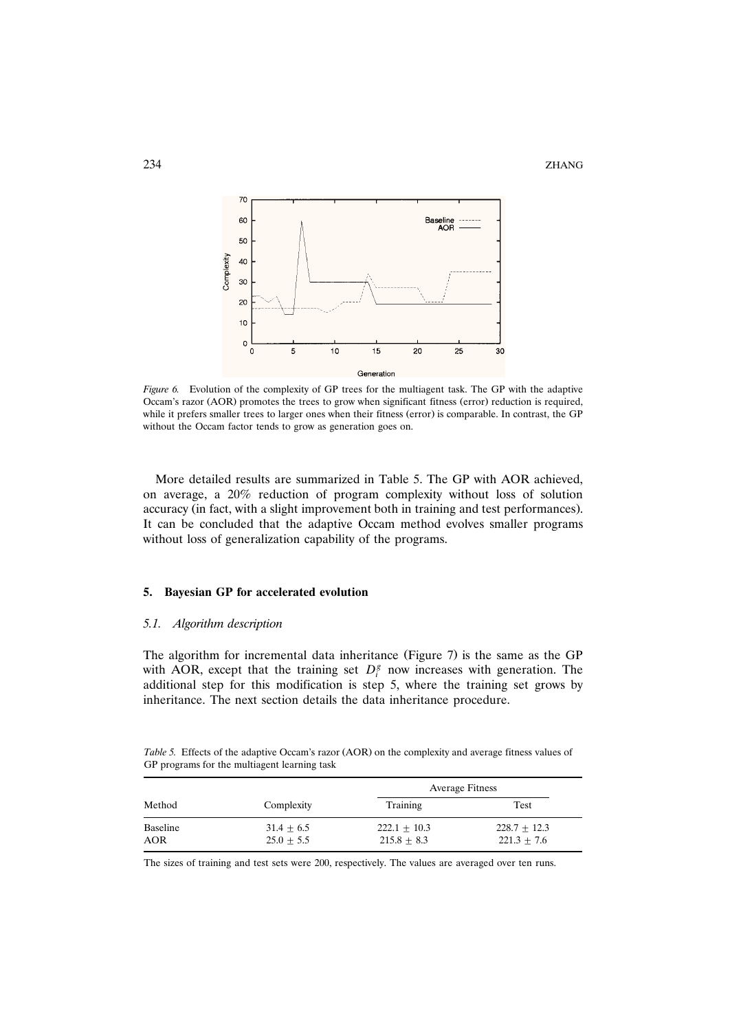*Figure 6.* Evolution of the complexity of GP trees for the multiagent task. The GP with the adaptive Occam's razor (AOR) promotes the trees to grow when significant fitness (error) reduction is required, while it prefers smaller trees to larger ones when their fitness (error) is comparable. In contrast, the GP without the Occam factor tends to grow as generation goes on.

More detailed results are summarized in Table 5. The GP with AOR achieved, on average, a 20% reduction of program complexity without loss of solution accuracy (in fact, with a slight improvement both in training and test performances). It can be concluded that the adaptive Occam method evolves smaller programs without loss of generalization capability of the programs.

## 5. Bayesian GP for accelerated evolution

### *5.1. Algorithm description*

The algorithm for incremental data inheritance (Figure 7) is the same as the GP with AOR, except that the training set $D_i^g$ now increases with generation. The additional step for this modification is step 5, where the training set grows by inheritance. The next section details the data inheritance procedure.

*Table 5.* Effects of the adaptive Occam's razor (AOR) on the complexity and average fitness values of GP programs for the multiagent learning task

| Method | Complexity | Average Fitness | |
|---|---|---|---|
| | | Training | Test |
| Baseline | $31.4 \pm 6.5$ | $222.1 \pm 10.3$ | $228.7 \pm 12.3$ |
| AOR | $25.0 \pm 5.5$ | $215.8 \pm 8.3$ | $221.3 \pm 7.6$ |

The sizes of training and test sets were 200, respectively. The values are averaged over ten runs.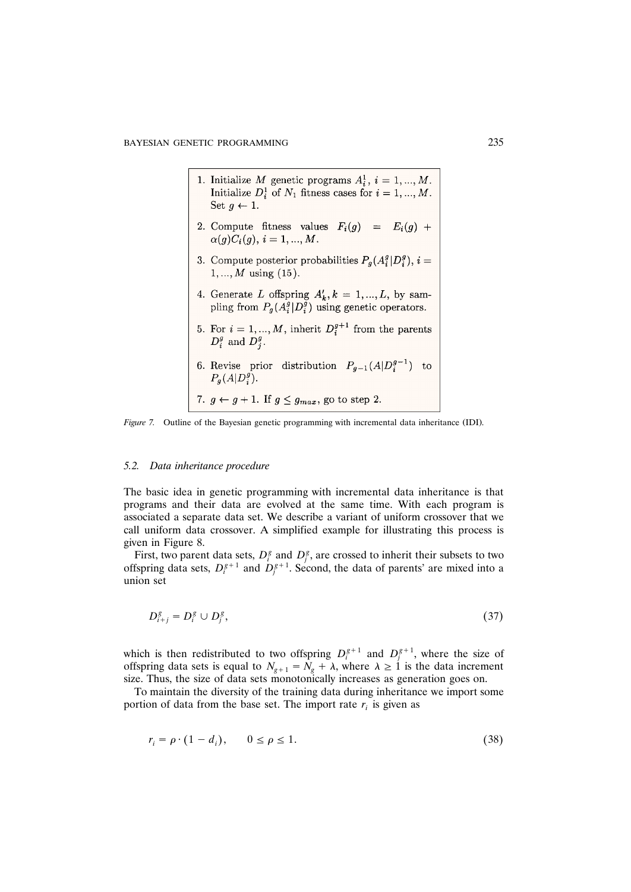1. Initialize $M$ genetic programs $A_i^1$, $i = 1, ..., M$. Initialize $D_i^1$ of $N_1$ fitness cases for $i = 1, ..., M$. Set $g \leftarrow 1$.
2. Compute fitness values $F_i(g) = E_i(g) + \alpha(g) C_i(g)$, $i = 1, ..., M$.
3. Compute posterior probabilities $P_g(A_i^g | D_i^g)$, $i = 1, ..., M$ using (15).
4. Generate $L$ offspring $A_k'$, $k = 1, ..., L$, by sampling from $P_g(A_i^g | D_i^g)$ using genetic operators.
5. For $i = 1, ..., M$, inherit $D_i^{g+1}$ from the parents $D_i^g$ and $D_j^g$.
6. Revise prior distribution $P_{g-1}(A | D_i^{g-1})$ to $P_g(A | D_i^g)$.
7. $g \leftarrow g + 1$. If $g \leq g_{max}$, go to step 2.

*Figure 7.* Outline of the Bayesian genetic programming with incremental data inheritance (IDI).

### 5.2. *Data inheritance procedure*

The basic idea in genetic programming with incremental data inheritance is that programs and their data are evolved at the same time. With each program is associated a separate data set. We describe a variant of uniform crossover that we call uniform data crossover. A simplified example for illustrating this process is given in Figure 8.

First, two parent data sets, $D_i^g$ and $D_j^g$, are crossed to inherit their subsets to two offspring data sets, $D_i^{g+1}$ and $D_j^{g+1}$. Second, the data of parents' are mixed into a union set

$$D_{i+j}^g = D_i^g \cup D_j^g, \tag{37}$$

which is then redistributed to two offspring $D_i^{g+1}$ and $D_j^{g+1}$, where the size of offspring data sets is equal to $N_{g+1} = N_g + \lambda$, where $\lambda \geq 1$ is the data increment size. Thus, the size of data sets monotonically increases as generation goes on.

To maintain the diversity of the training data during inheritance we import some portion of data from the base set. The import rate $r_i$ is given as

$$r_i = \rho \cdot (1 - d_i), \qquad 0 \leq \rho \leq 1. \tag{38}$$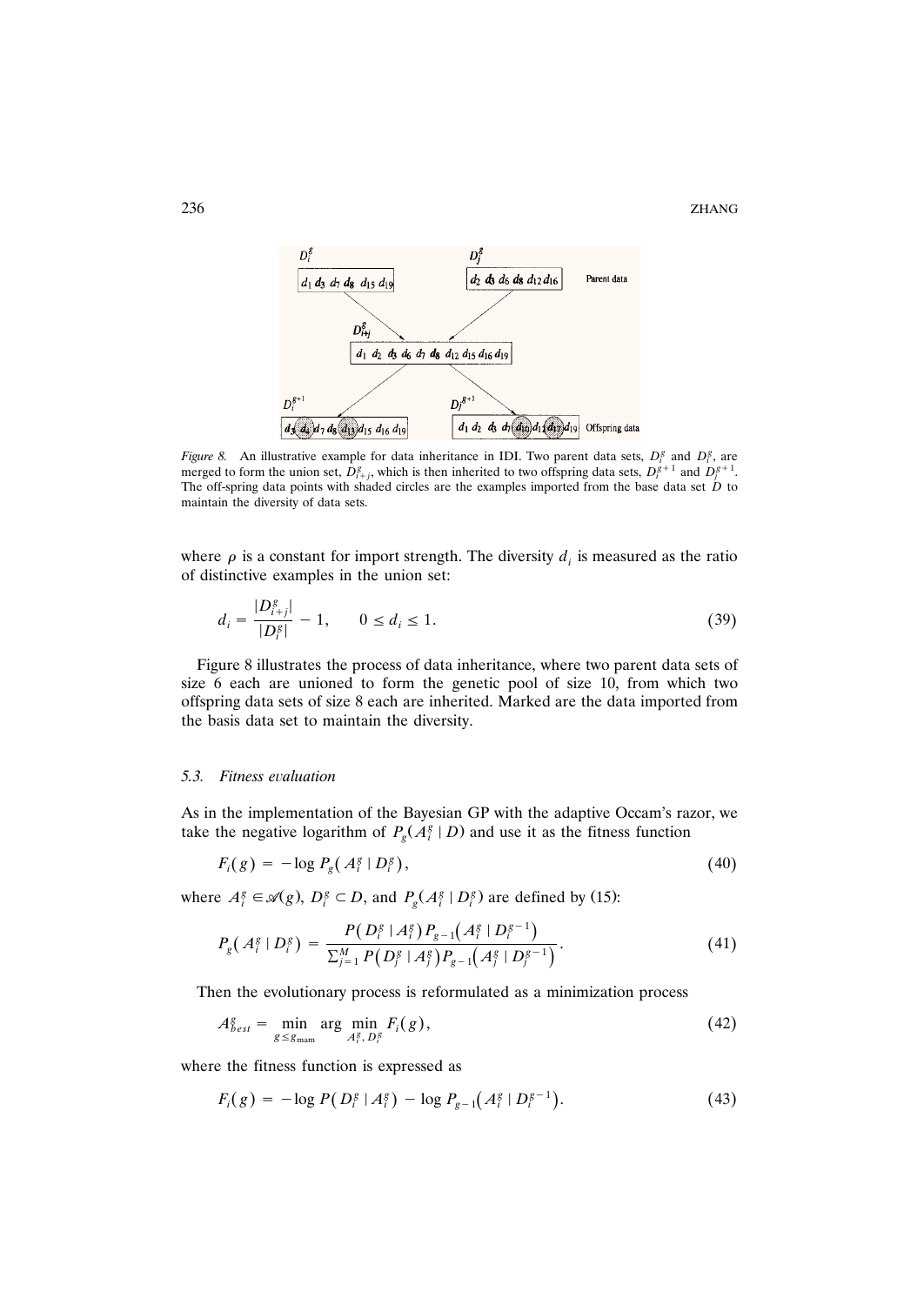*Figure 8.* An illustrative example for data inheritance in IDI. Two parent data sets, $D_i^g$ and $D_j^g$, are merged to form the union set, $D_{i+j}^g$, which is then inherited to two offspring data sets, $D_i^{g+1}$ and $D_j^{g+1}$. The off-spring data points with shaded circles are the examples imported from the base data set $D$ to maintain the diversity of data sets.

where $\rho$ is a constant for import strength. The diversity $d_i$ is measured as the ratio of distinctive examples in the union set:

$$d_i = \frac{|D_{i+j}^g|}{|D_i^g|} - 1, \qquad 0 \leq d_i \leq 1. \tag{39}$$

Figure 8 illustrates the process of data inheritance, where two parent data sets of size 6 each are unioned to form the genetic pool of size 10, from which two offspring data sets of size 8 each are inherited. Marked are the data imported from the basis data set to maintain the diversity.

### 5.3. Fitness evaluation

As in the implementation of the Bayesian GP with the adaptive Occam's razor, we take the negative logarithm of $P_g(A_i^g \mid D)$ and use it as the fitness function

$$F_i(g) = -\log P_g(A_i^g \mid D_i^g), \tag{40}$$

where $A_i^g \in \mathscr{A}(g)$, $D_i^g \subset D$, and $P_g(A_i^g \mid D_i^g)$ are defined by (15):

$$P_g(A_i^g \mid D_i^g) = \frac{P(D_i^g \mid A_i^g) P_{g-1}(A_i^g \mid D_i^{g-1})}{\sum_{j=1}^M P(D_j^g \mid A_j^g) P_{g-1}(A_j^g \mid D_j^{g-1})}. \tag{41}$$

Then the evolutionary process is reformulated as a minimization process

$$A_{best}^g = \min_{g \leq g_{\max}} \arg \min_{A_i^g, D_i^g} F_i(g), \tag{42}$$

where the fitness function is expressed as

$$F_i(g) = -\log P(D_i^g \mid A_i^g) - \log P_{g-1}(A_i^g \mid D_i^{g-1}). \tag{43}$$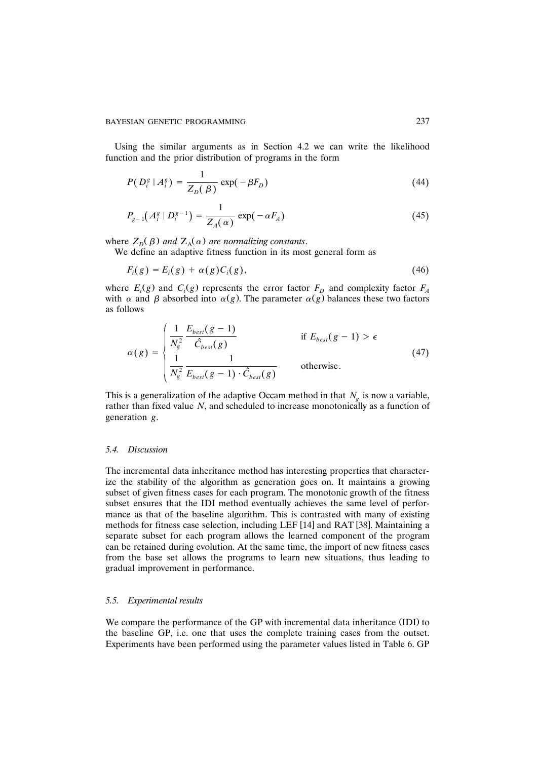Using the similar arguments as in Section 4.2 we can write the likelihood function and the prior distribution of programs in the form

$$P(D_i^g \mid A_i^g) = \frac{1}{Z_D(\beta)} \exp(-\beta F_D) \tag{44}$$

$$P_{g-1}(A_i^g \mid D_i^{g-1}) = \frac{1}{Z_A(\alpha)} \exp(-\alpha F_A) \tag{45}$$

where $Z_D(\beta)$ *and* $Z_A(\alpha)$ *are normalizing constants*.

We define an adaptive fitness function in its most general form as

$$F_i(g) = E_i(g) + \alpha(g) C_i(g), \tag{46}$$

where $E_i(g)$ and $C_i(g)$ represents the error factor $F_D$ and complexity factor $F_A$ with $\alpha$ and $\beta$ absorbed into $\alpha(g)$. The parameter $\alpha(g)$ balances these two factors as follows

$$\alpha(g) = \begin{cases} \dfrac{1}{N_g^2} \dfrac{E_{best}(g-1)}{\hat{C}_{best}(g)} & \text{if } E_{best}(g-1) > \epsilon \\[2ex] \dfrac{1}{N_g^2} \dfrac{1}{E_{best}(g-1) \cdot \hat{C}_{best}(g)} & \text{otherwise.} \end{cases} \tag{47}$$

This is a generalization of the adaptive Occam method in that $N_g$ is now a variable, rather than fixed value $N$, and scheduled to increase monotonically as a function of generation $g$.

### 5.4. Discussion

The incremental data inheritance method has interesting properties that characterize the stability of the algorithm as generation goes on. It maintains a growing subset of given fitness cases for each program. The monotonic growth of the fitness subset ensures that the IDI method eventually achieves the same level of performance as that of the baseline algorithm. This is contrasted with many of existing methods for fitness case selection, including LEF [14] and RAT [38]. Maintaining a separate subset for each program allows the learned component of the program can be retained during evolution. At the same time, the import of new fitness cases from the base set allows the programs to learn new situations, thus leading to gradual improvement in performance.

### 5.5. Experimental results

We compare the performance of the GP with incremental data inheritance (IDI) to the baseline GP, i.e. one that uses the complete training cases from the outset. Experiments have been performed using the parameter values listed in Table 6. GP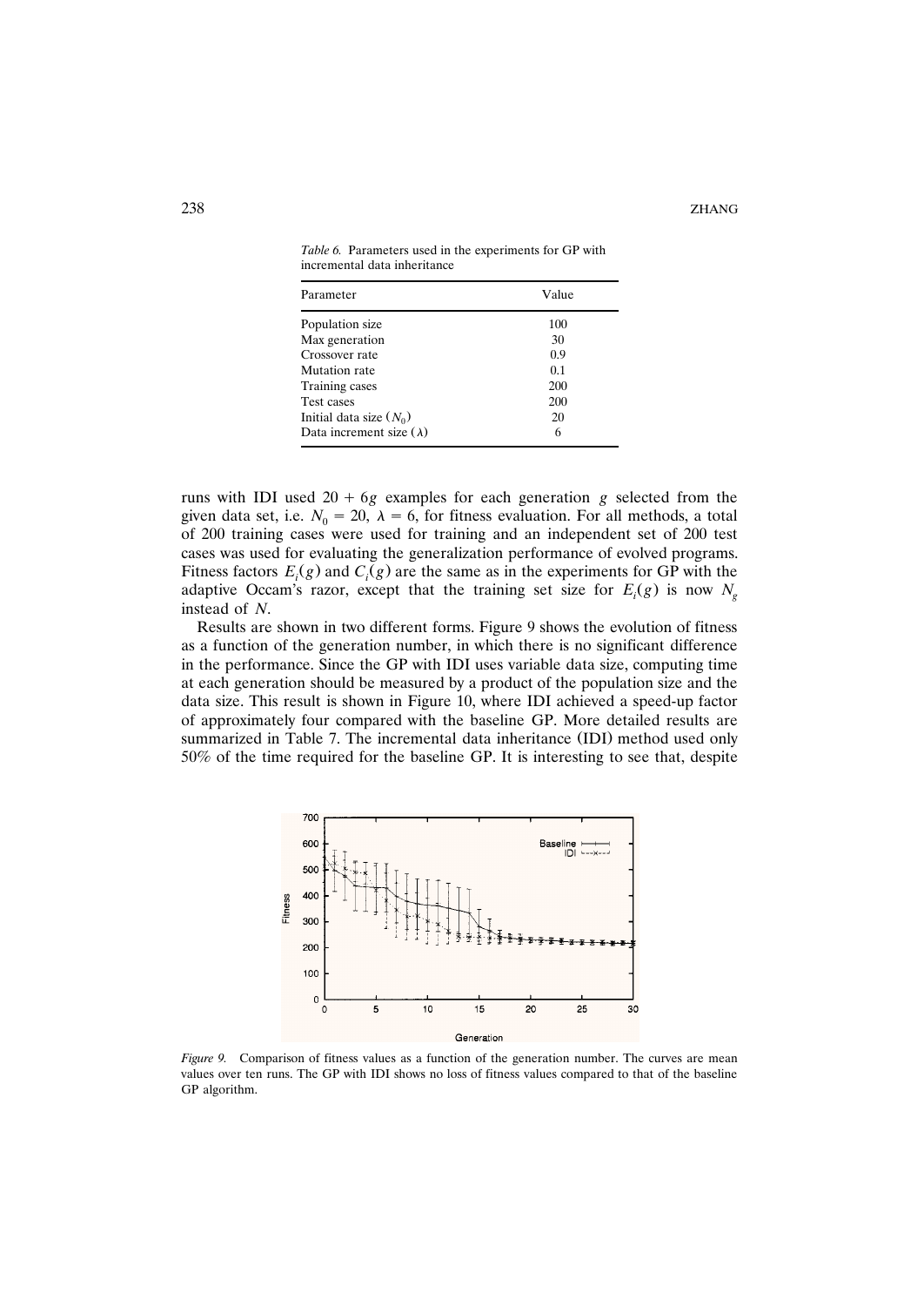*Table 6.* Parameters used in the experiments for GP with incremental data inheritance

| Parameter | Value |
|---|---|
| Population size | 100 |
| Max generation | 30 |
| Crossover rate | 0.9 |
| Mutation rate | 0.1 |
| Training cases | 200 |
| Test cases | 200 |
| Initial data size ($N_0$) | 20 |
| Data increment size ($\lambda$) | 6 |

runs with IDI used $20 + 6g$ examples for each generation $g$ selected from the given data set, i.e. $N_0 = 20$, $\lambda = 6$, for fitness evaluation. For all methods, a total of 200 training cases were used for training and an independent set of 200 test cases was used for evaluating the generalization performance of evolved programs. Fitness factors $E_i(g)$ and $C_i(g)$ are the same as in the experiments for GP with the adaptive Occam's razor, except that the training set size for $E_i(g)$ is now $N_g$ instead of $N$.

Results are shown in two different forms. Figure 9 shows the evolution of fitness as a function of the generation number, in which there is no significant difference in the performance. Since the GP with IDI uses variable data size, computing time at each generation should be measured by a product of the population size and the data size. This result is shown in Figure 10, where IDI achieved a speed-up factor of approximately four compared with the baseline GP. More detailed results are summarized in Table 7. The incremental data inheritance (IDI) method used only 50% of the time required for the baseline GP. It is interesting to see that, despite

*Figure 9.* Comparison of fitness values as a function of the generation number. The curves are mean values over ten runs. The GP with IDI shows no loss of fitness values compared to that of the baseline GP algorithm.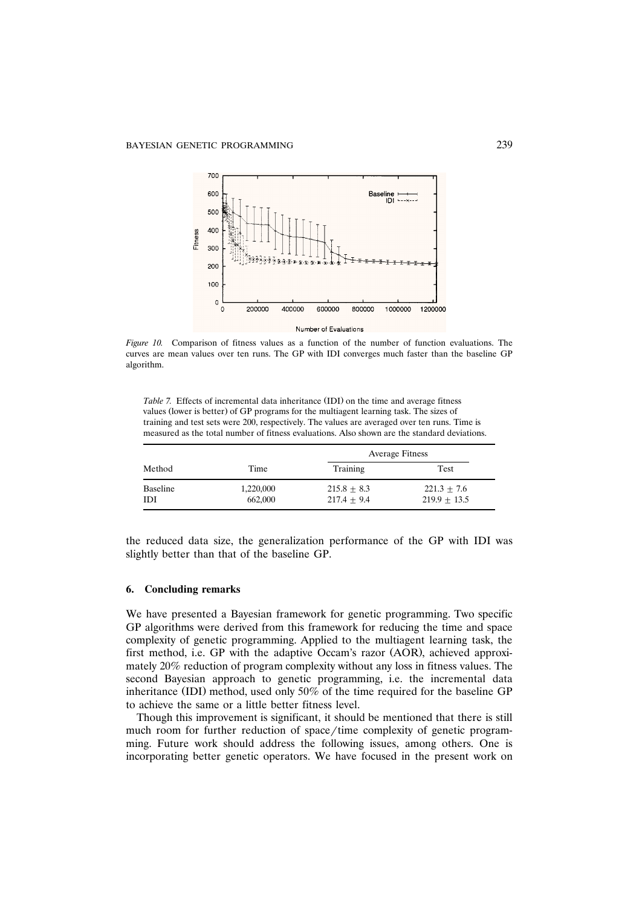*Figure 10.* Comparison of fitness values as a function of the number of function evaluations. The curves are mean values over ten runs. The GP with IDI converges much faster than the baseline GP algorithm.

*Table 7.* Effects of incremental data inheritance (IDI) on the time and average fitness values (lower is better) of GP programs for the multiagent learning task. The sizes of training and test sets were 200, respectively. The values are averaged over ten runs. Time is measured as the total number of fitness evaluations. Also shown are the standard deviations.

| Method | Time | Average Fitness | |
|---|---|---|---|
| | | Training | Test |
| Baseline | 1,220,000 | $215.8 \pm 8.3$ | $221.3 \pm 7.6$ |
| IDI | 662,000 | $217.4 \pm 9.4$ | $219.9 \pm 13.5$ |

the reduced data size, the generalization performance of the GP with IDI was slightly better than that of the baseline GP.

## 6. Concluding remarks

We have presented a Bayesian framework for genetic programming. Two specific GP algorithms were derived from this framework for reducing the time and space complexity of genetic programming. Applied to the multiagent learning task, the first method, i.e. GP with the adaptive Occam's razor (AOR), achieved approximately 20% reduction of program complexity without any loss in fitness values. The second Bayesian approach to genetic programming, i.e. the incremental data inheritance (IDI) method, used only 50% of the time required for the baseline GP to achieve the same or a little better fitness level.

Though this improvement is significant, it should be mentioned that there is still much room for further reduction of space/time complexity of genetic programming. Future work should address the following issues, among others. One is incorporating better genetic operators. We have focused in the present work on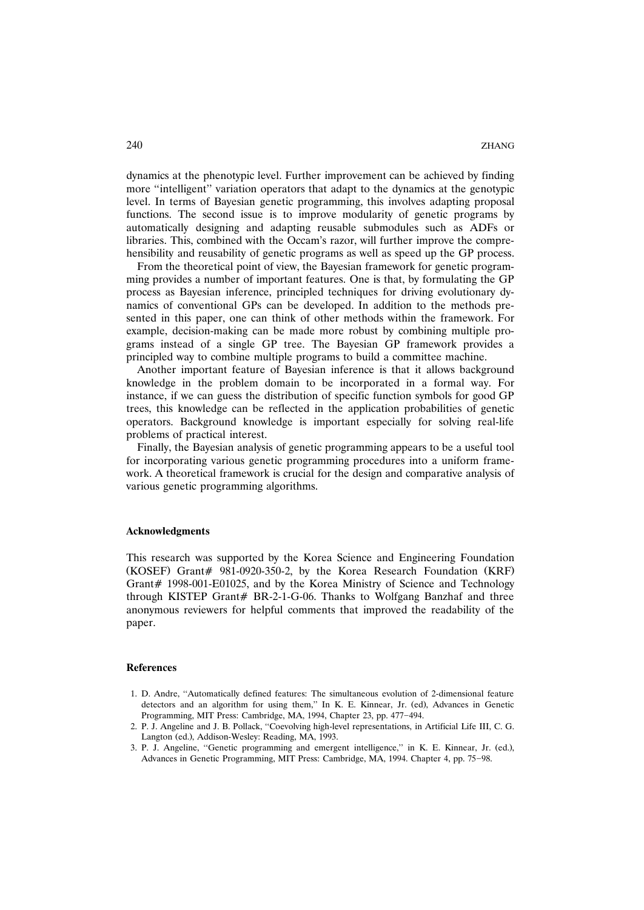dynamics at the phenotypic level. Further improvement can be achieved by finding more "intelligent" variation operators that adapt to the dynamics at the genotypic level. In terms of Bayesian genetic programming, this involves adapting proposal functions. The second issue is to improve modularity of genetic programs by automatically designing and adapting reusable submodules such as ADFs or libraries. This, combined with the Occam's razor, will further improve the comprehensibility and reusability of genetic programs as well as speed up the GP process.

From the theoretical point of view, the Bayesian framework for genetic programming provides a number of important features. One is that, by formulating the GP process as Bayesian inference, principled techniques for driving evolutionary dynamics of conventional GPs can be developed. In addition to the methods presented in this paper, one can think of other methods within the framework. For example, decision-making can be made more robust by combining multiple programs instead of a single GP tree. The Bayesian GP framework provides a principled way to combine multiple programs to build a committee machine.

Another important feature of Bayesian inference is that it allows background knowledge in the problem domain to be incorporated in a formal way. For instance, if we can guess the distribution of specific function symbols for good GP trees, this knowledge can be reflected in the application probabilities of genetic operators. Background knowledge is important especially for solving real-life problems of practical interest.

Finally, the Bayesian analysis of genetic programming appears to be a useful tool for incorporating various genetic programming procedures into a uniform framework. A theoretical framework is crucial for the design and comparative analysis of various genetic programming algorithms.

## Acknowledgments

This research was supported by the Korea Science and Engineering Foundation (KOSEF) Grant# 981-0920-350-2, by the Korea Research Foundation (KRF) Grant# 1998-001-E01025, and by the Korea Ministry of Science and Technology through KISTEP Grant# BR-2-1-G-06. Thanks to Wolfgang Banzhaf and three anonymous reviewers for helpful comments that improved the readability of the paper.

## References

1. D. Andre, "Automatically defined features: The simultaneous evolution of 2-dimensional feature detectors and an algorithm for using them," In K. E. Kinnear, Jr. (ed), Advances in Genetic Programming, MIT Press: Cambridge, MA, 1994, Chapter 23, pp. 477–494.
2. P. J. Angeline and J. B. Pollack, "Coevolving high-level representations, in Artificial Life III, C. G. Langton (ed.), Addison-Wesley: Reading, MA, 1993.
3. P. J. Angeline, "Genetic programming and emergent intelligence," in K. E. Kinnear, Jr. (ed.), Advances in Genetic Programming, MIT Press: Cambridge, MA, 1994. Chapter 4, pp. 75–98.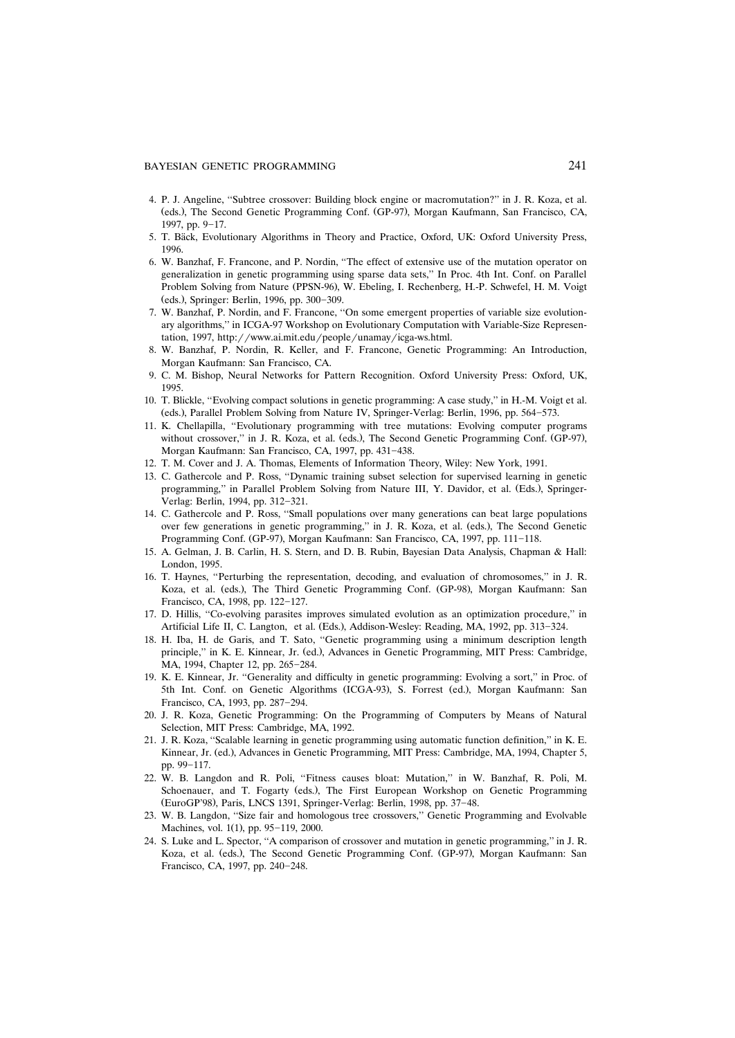4. P. J. Angeline, "Subtree crossover: Building block engine or macromutation?" in J. R. Koza, et al. (eds.), The Second Genetic Programming Conf. (GP-97), Morgan Kaufmann, San Francisco, CA, 1997, pp. 9–17.
5. T. Bäck, Evolutionary Algorithms in Theory and Practice, Oxford, UK: Oxford University Press, 1996.
6. W. Banzhaf, F. Francone, and P. Nordin, "The effect of extensive use of the mutation operator on generalization in genetic programming using sparse data sets," In Proc. 4th Int. Conf. on Parallel Problem Solving from Nature (PPSN-96), W. Ebeling, I. Rechenberg, H.-P. Schwefel, H. M. Voigt (eds.), Springer: Berlin, 1996, pp. 300–309.
7. W. Banzhaf, P. Nordin, and F. Francone, "On some emergent properties of variable size evolutionary algorithms," in ICGA-97 Workshop on Evolutionary Computation with Variable-Size Representation, 1997, http://www.ai.mit.edu/people/unamay/icga-ws.html.
8. W. Banzhaf, P. Nordin, R. Keller, and F. Francone, Genetic Programming: An Introduction, Morgan Kaufmann: San Francisco, CA.
9. C. M. Bishop, Neural Networks for Pattern Recognition. Oxford University Press: Oxford, UK, 1995.
10. T. Blickle, "Evolving compact solutions in genetic programming: A case study," in H.-M. Voigt et al. (eds.), Parallel Problem Solving from Nature IV, Springer-Verlag: Berlin, 1996, pp. 564–573.
11. K. Chellapilla, "Evolutionary programming with tree mutations: Evolving computer programs without crossover," in J. R. Koza, et al. (eds.), The Second Genetic Programming Conf. (GP-97), Morgan Kaufmann: San Francisco, CA, 1997, pp. 431–438.
12. T. M. Cover and J. A. Thomas, Elements of Information Theory, Wiley: New York, 1991.
13. C. Gathercole and P. Ross, "Dynamic training subset selection for supervised learning in genetic programming," in Parallel Problem Solving from Nature III, Y. Davidor, et al. (Eds.), Springer-Verlag: Berlin, 1994, pp. 312–321.
14. C. Gathercole and P. Ross, "Small populations over many generations can beat large populations over few generations in genetic programming," in J. R. Koza, et al. (eds.), The Second Genetic Programming Conf. (GP-97), Morgan Kaufmann: San Francisco, CA, 1997, pp. 111–118.
15. A. Gelman, J. B. Carlin, H. S. Stern, and D. B. Rubin, Bayesian Data Analysis, Chapman & Hall: London, 1995.
16. T. Haynes, "Perturbing the representation, decoding, and evaluation of chromosomes," in J. R. Koza, et al. (eds.), The Third Genetic Programming Conf. (GP-98), Morgan Kaufmann: San Francisco, CA, 1998, pp. 122–127.
17. D. Hillis, "Co-evolving parasites improves simulated evolution as an optimization procedure," in Artificial Life II, C. Langton, et al. (Eds.), Addison-Wesley: Reading, MA, 1992, pp. 313–324.
18. H. Iba, H. de Garis, and T. Sato, "Genetic programming using a minimum description length principle," in K. E. Kinnear, Jr. (ed.), Advances in Genetic Programming, MIT Press: Cambridge, MA, 1994, Chapter 12, pp. 265–284.
19. K. E. Kinnear, Jr. "Generality and difficulty in genetic programming: Evolving a sort," in Proc. of 5th Int. Conf. on Genetic Algorithms (ICGA-93), S. Forrest (ed.), Morgan Kaufmann: San Francisco, CA, 1993, pp. 287–294.
20. J. R. Koza, Genetic Programming: On the Programming of Computers by Means of Natural Selection, MIT Press: Cambridge, MA, 1992.
21. J. R. Koza, "Scalable learning in genetic programming using automatic function definition," in K. E. Kinnear, Jr. (ed.), Advances in Genetic Programming, MIT Press: Cambridge, MA, 1994, Chapter 5, pp. 99–117.
22. W. B. Langdon and R. Poli, "Fitness causes bloat: Mutation," in W. Banzhaf, R. Poli, M. Schoenauer, and T. Fogarty (eds.), The First European Workshop on Genetic Programming (EuroGP'98), Paris, LNCS 1391, Springer-Verlag: Berlin, 1998, pp. 37–48.
23. W. B. Langdon, "Size fair and homologous tree crossovers," Genetic Programming and Evolvable Machines, vol. 1(1), pp. 95–119, 2000.
24. S. Luke and L. Spector, "A comparison of crossover and mutation in genetic programming," in J. R. Koza, et al. (eds.), The Second Genetic Programming Conf. (GP-97), Morgan Kaufmann: San Francisco, CA, 1997, pp. 240–248.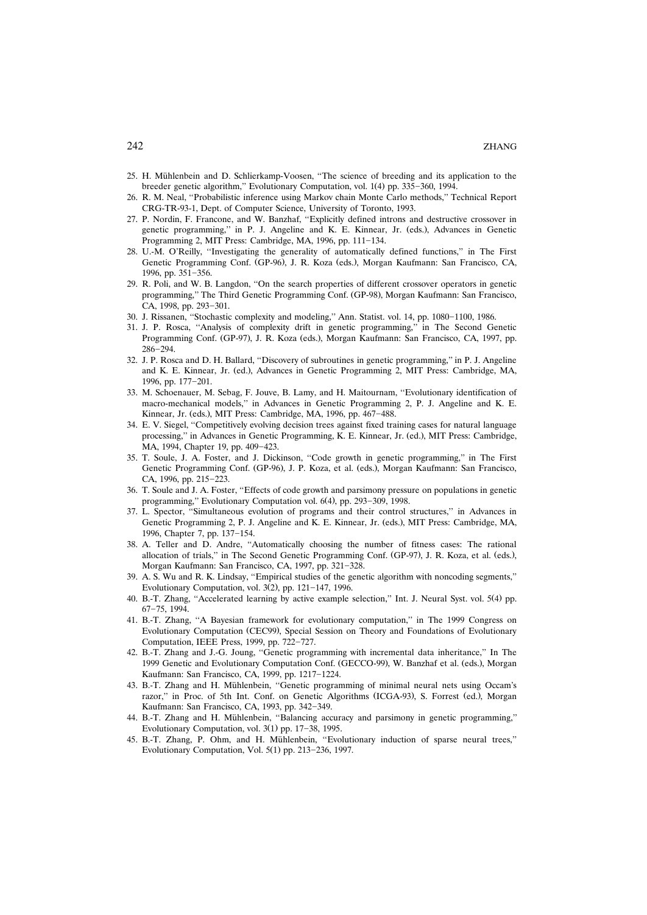25. H. Mühlenbein and D. Schlierkamp-Voosen, "The science of breeding and its application to the breeder genetic algorithm," Evolutionary Computation, vol. 1(4) pp. 335–360, 1994.
26. R. M. Neal, "Probabilistic inference using Markov chain Monte Carlo methods," Technical Report CRG-TR-93-1, Dept. of Computer Science, University of Toronto, 1993.
27. P. Nordin, F. Francone, and W. Banzhaf, "Explicitly defined introns and destructive crossover in genetic programming," in P. J. Angeline and K. E. Kinnear, Jr. (eds.), Advances in Genetic Programming 2, MIT Press: Cambridge, MA, 1996, pp. 111–134.
28. U.-M. O'Reilly, "Investigating the generality of automatically defined functions," in The First Genetic Programming Conf. (GP-96), J. R. Koza (eds.), Morgan Kaufmann: San Francisco, CA, 1996, pp. 351–356.
29. R. Poli, and W. B. Langdon, "On the search properties of different crossover operators in genetic programming," The Third Genetic Programming Conf. (GP-98), Morgan Kaufmann: San Francisco, CA, 1998, pp. 293–301.
30. J. Rissanen, "Stochastic complexity and modeling," Ann. Statist. vol. 14, pp. 1080–1100, 1986.
31. J. P. Rosca, "Analysis of complexity drift in genetic programming," in The Second Genetic Programming Conf. (GP-97), J. R. Koza (eds.), Morgan Kaufmann: San Francisco, CA, 1997, pp. 286–294.
32. J. P. Rosca and D. H. Ballard, "Discovery of subroutines in genetic programming," in P. J. Angeline and K. E. Kinnear, Jr. (ed.), Advances in Genetic Programming 2, MIT Press: Cambridge, MA, 1996, pp. 177–201.
33. M. Schoenauer, M. Sebag, F. Jouve, B. Lamy, and H. Maitournam, "Evolutionary identification of macro-mechanical models," in Advances in Genetic Programming 2, P. J. Angeline and K. E. Kinnear, Jr. (eds.), MIT Press: Cambridge, MA, 1996, pp. 467–488.
34. E. V. Siegel, "Competitively evolving decision trees against fixed training cases for natural language processing," in Advances in Genetic Programming, K. E. Kinnear, Jr. (ed.), MIT Press: Cambridge, MA, 1994, Chapter 19, pp. 409–423.
35. T. Soule, J. A. Foster, and J. Dickinson, "Code growth in genetic programming," in The First Genetic Programming Conf. (GP-96), J. P. Koza, et al. (eds.), Morgan Kaufmann: San Francisco, CA, 1996, pp. 215–223.
36. T. Soule and J. A. Foster, "Effects of code growth and parsimony pressure on populations in genetic programming," Evolutionary Computation vol. 6(4), pp. 293–309, 1998.
37. L. Spector, "Simultaneous evolution of programs and their control structures," in Advances in Genetic Programming 2, P. J. Angeline and K. E. Kinnear, Jr. (eds.), MIT Press: Cambridge, MA, 1996, Chapter 7, pp. 137–154.
38. A. Teller and D. Andre, "Automatically choosing the number of fitness cases: The rational allocation of trials," in The Second Genetic Programming Conf. (GP-97), J. R. Koza, et al. (eds.), Morgan Kaufmann: San Francisco, CA, 1997, pp. 321–328.
39. A. S. Wu and R. K. Lindsay, "Empirical studies of the genetic algorithm with noncoding segments," Evolutionary Computation, vol. 3(2), pp. 121–147, 1996.
40. B.-T. Zhang, "Accelerated learning by active example selection," Int. J. Neural Syst. vol. 5(4) pp. 67–75, 1994.
41. B.-T. Zhang, "A Bayesian framework for evolutionary computation," in The 1999 Congress on Evolutionary Computation (CEC99), Special Session on Theory and Foundations of Evolutionary Computation, IEEE Press, 1999, pp. 722–727.
42. B.-T. Zhang and J.-G. Joung, "Genetic programming with incremental data inheritance," In The 1999 Genetic and Evolutionary Computation Conf. (GECCO-99), W. Banzhaf et al. (eds.), Morgan Kaufmann: San Francisco, CA, 1999, pp. 1217–1224.
43. B.-T. Zhang and H. Mühlenbein, "Genetic programming of minimal neural nets using Occam's razor," in Proc. of 5th Int. Conf. on Genetic Algorithms (ICGA-93), S. Forrest (ed.), Morgan Kaufmann: San Francisco, CA, 1993, pp. 342–349.
44. B.-T. Zhang and H. Mühlenbein, "Balancing accuracy and parsimony in genetic programming," Evolutionary Computation, vol. 3(1) pp. 17–38, 1995.
45. B.-T. Zhang, P. Ohm, and H. Mühlenbein, "Evolutionary induction of sparse neural trees," Evolutionary Computation, Vol. 5(1) pp. 213–236, 1997.